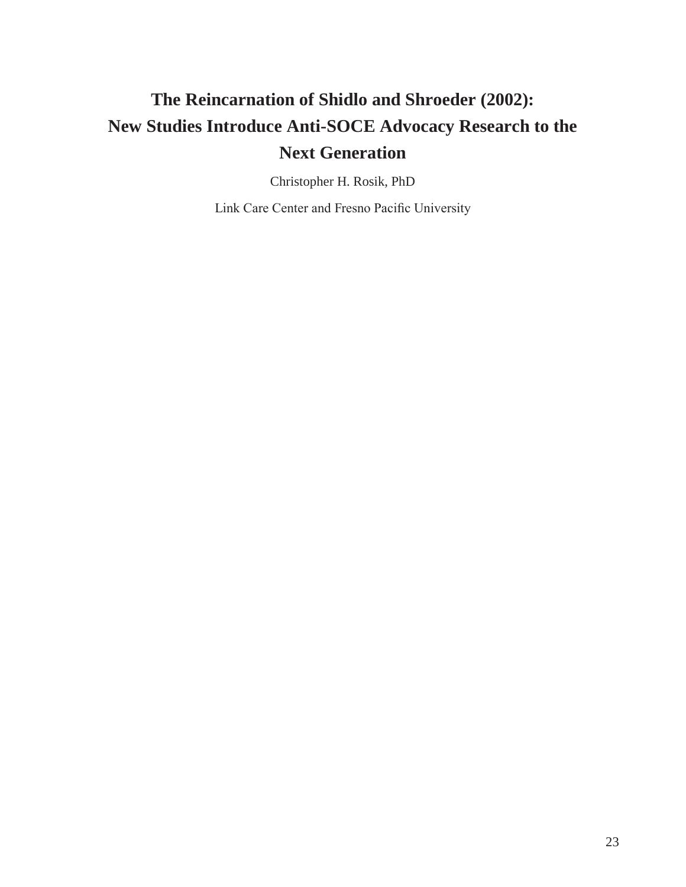# The Reincarnation of Shidlo and Shroeder (2002): New Studies Introduce Anti-SOCE Advocacy Research to the Next Generation

Christopher H. Rosik, PhD

Link Care Center and Fresno Pacific University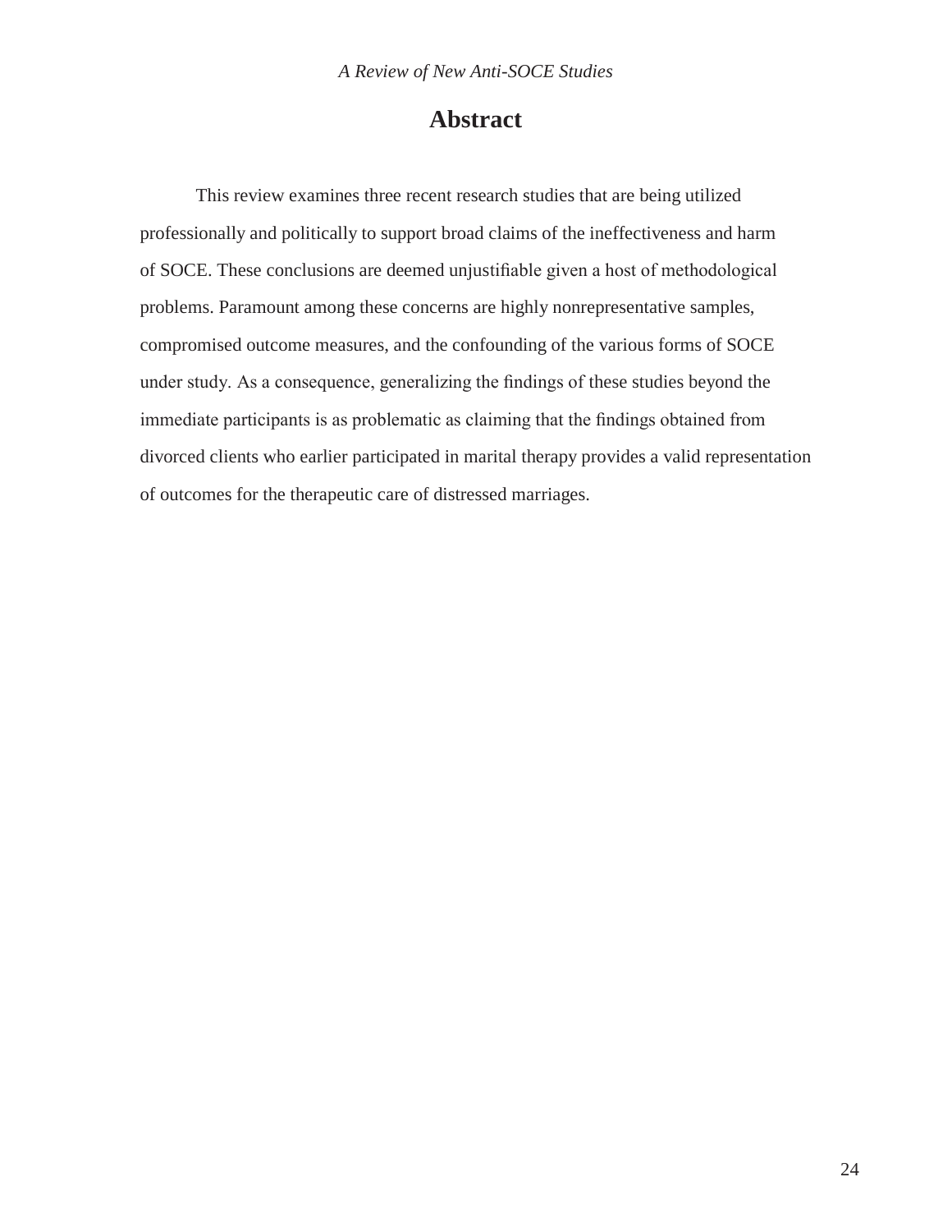## Abstract

This review examines three recent research studies that are being utilized professionally and politically to support broad claims of the ineffectiveness and harm of SOCE. These conclusions are deemed unjustifiable given a host of methodological problems. Paramount among these concerns are highly nonrepresentative samples, compromised outcome measures, and the confounding of the various forms of SOCE under study. As a consequence, generalizing the findings of these studies beyond the immediate participants is as problematic as claiming that the findings obtained from divorced clients who earlier participated in marital therapy provides a valid representation of outcomes for the therapeutic care of distressed marriages.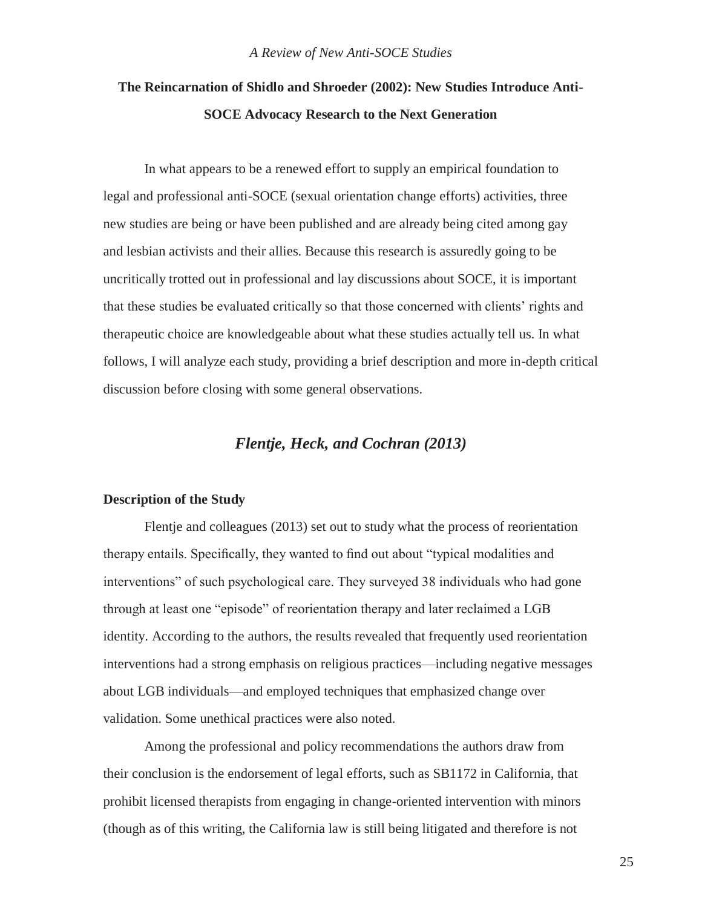## The Reincarnation of Shidlo and Shroeder (2002): New Studies Introduce Anti-SOCE Advocacy Research to the Next Generation

In what appears to be a renewed effort to supply an empirical foundation to legal and professional anti-SOCE (sexual orientation change efforts) activities, three new studies are being or have been published and are already being cited among gay and lesbian activists and their allies. Because this research is assuredly going to be uncritically trotted out in professional and lay discussions about SOCE, it is important that these studies be evaluated critically so that those concerned with clients' rights and therapeutic choice are knowledgeable about what these studies actually tell us. In what follows, I will analyze each study, providing a brief description and more in-depth critical discussion before closing with some general observations.

### *Flentje, Heck, and Cochran (2013)*

#### Description of the Study

Flentje and colleagues (2013) set out to study what the process of reorientation therapy entails. Specifically, they wanted to find out about "typical modalities and interventions" of such psychological care. They surveyed 38 individuals who had gone through at least one "episode" of reorientation therapy and later reclaimed a LGB identity. According to the authors, the results revealed that frequently used reorientation interventions had a strong emphasis on religious practices—including negative messages about LGB individuals—and employed techniques that emphasized change over validation. Some unethical practices were also noted.

Among the professional and policy recommendations the authors draw from their conclusion is the endorsement of legal efforts, such as SB1172 in California, that prohibit licensed therapists from engaging in change-oriented intervention with minors (though as of this writing, the California law is still being litigated and therefore is not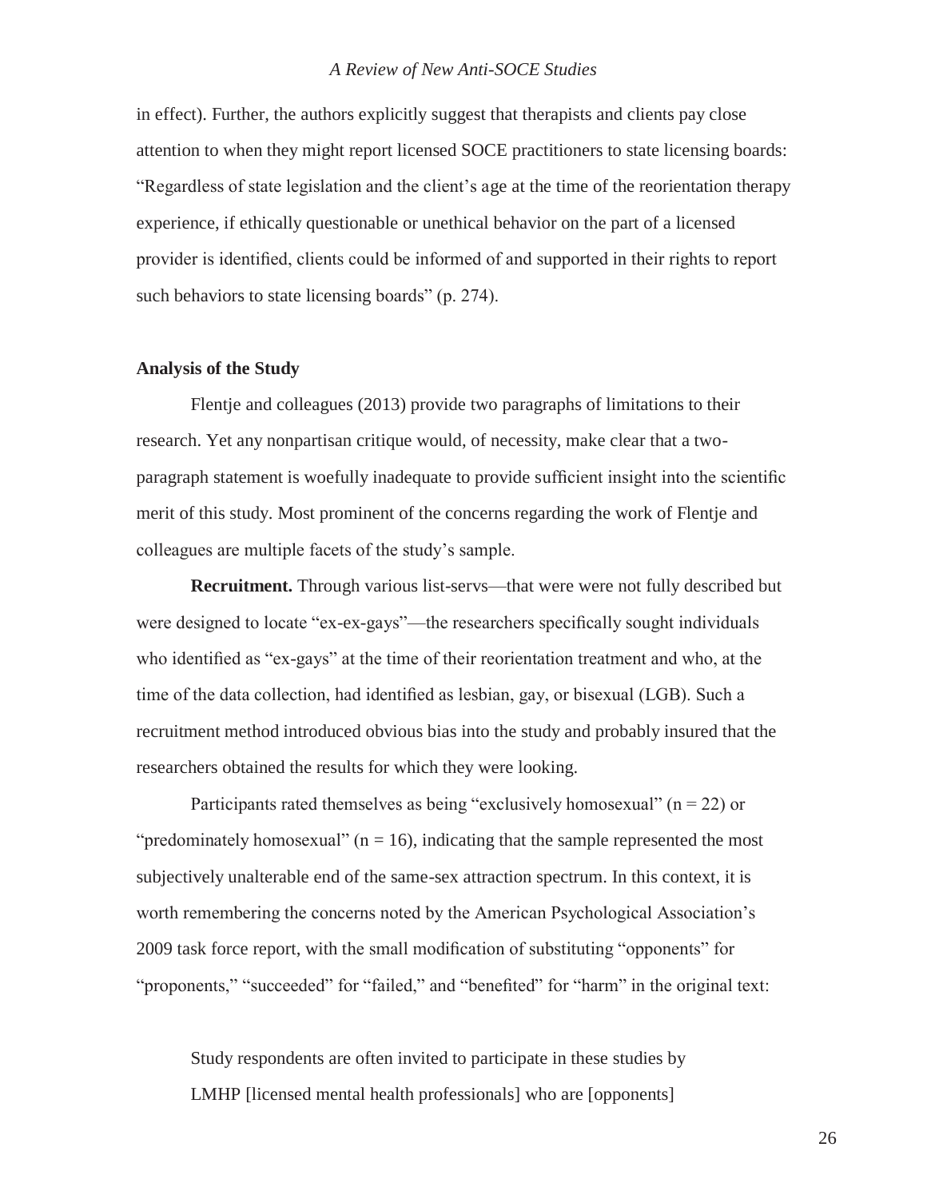in effect). Further, the authors explicitly suggest that therapists and clients pay close attention to when they might report licensed SOCE practitioners to state licensing boards: "Regardless of state legislation and the client's age at the time of the reorientation therapy experience, if ethically questionable or unethical behavior on the part of a licensed provider is identified, clients could be informed of and supported in their rights to report such behaviors to state licensing boards" (p. 274).

### Analysis of the Study

Flentje and colleagues (2013) provide two paragraphs of limitations to their research. Yet any nonpartisan critique would, of necessity, make clear that a two-paragraph statement is woefully inadequate to provide sufficient insight into the scientific merit of this study. Most prominent of the concerns regarding the work of Flentje and colleagues are multiple facets of the study's sample.

**Recruitment.** Through various list-servs—that were were not fully described but were designed to locate "ex-ex-gays"—the researchers specifically sought individuals who identified as "ex-gays" at the time of their reorientation treatment and who, at the time of the data collection, had identified as lesbian, gay, or bisexual (LGB). Such a recruitment method introduced obvious bias into the study and probably insured that the researchers obtained the results for which they were looking.

Participants rated themselves as being "exclusively homosexual" (n = 22) or "predominately homosexual" (n = 16), indicating that the sample represented the most subjectively unalterable end of the same-sex attraction spectrum. In this context, it is worth remembering the concerns noted by the American Psychological Association's 2009 task force report, with the small modification of substituting "opponents" for "proponents," "succeeded" for "failed," and "benefited" for "harm" in the original text:

> Study respondents are often invited to participate in these studies by LMHP [licensed mental health professionals] who are [opponents]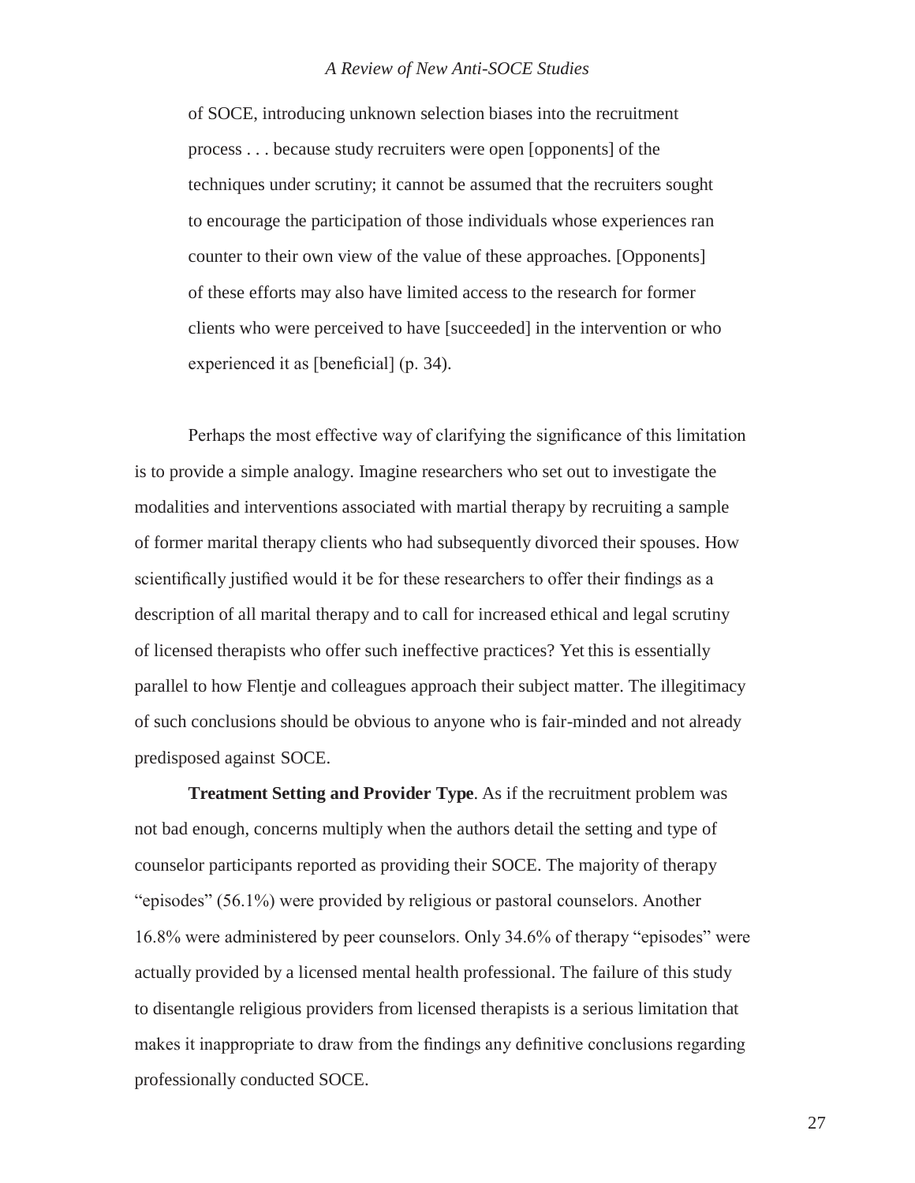of SOCE, introducing unknown selection biases into the recruitment process . . . because study recruiters were open [opponents] of the techniques under scrutiny; it cannot be assumed that the recruiters sought to encourage the participation of those individuals whose experiences ran counter to their own view of the value of these approaches. [Opponents] of these efforts may also have limited access to the research for former clients who were perceived to have [succeeded] in the intervention or who experienced it as [beneficial] (p. 34).

Perhaps the most effective way of clarifying the significance of this limitation is to provide a simple analogy. Imagine researchers who set out to investigate the modalities and interventions associated with martial therapy by recruiting a sample of former marital therapy clients who had subsequently divorced their spouses. How scientifically justified would it be for these researchers to offer their findings as a description of all marital therapy and to call for increased ethical and legal scrutiny of licensed therapists who offer such ineffective practices? Yet this is essentially parallel to how Flentje and colleagues approach their subject matter. The illegitimacy of such conclusions should be obvious to anyone who is fair-minded and not already predisposed against SOCE.

**Treatment Setting and Provider Type**. As if the recruitment problem was not bad enough, concerns multiply when the authors detail the setting and type of counselor participants reported as providing their SOCE. The majority of therapy "episodes" (56.1%) were provided by religious or pastoral counselors. Another 16.8% were administered by peer counselors. Only 34.6% of therapy "episodes" were actually provided by a licensed mental health professional. The failure of this study to disentangle religious providers from licensed therapists is a serious limitation that makes it inappropriate to draw from the findings any definitive conclusions regarding professionally conducted SOCE.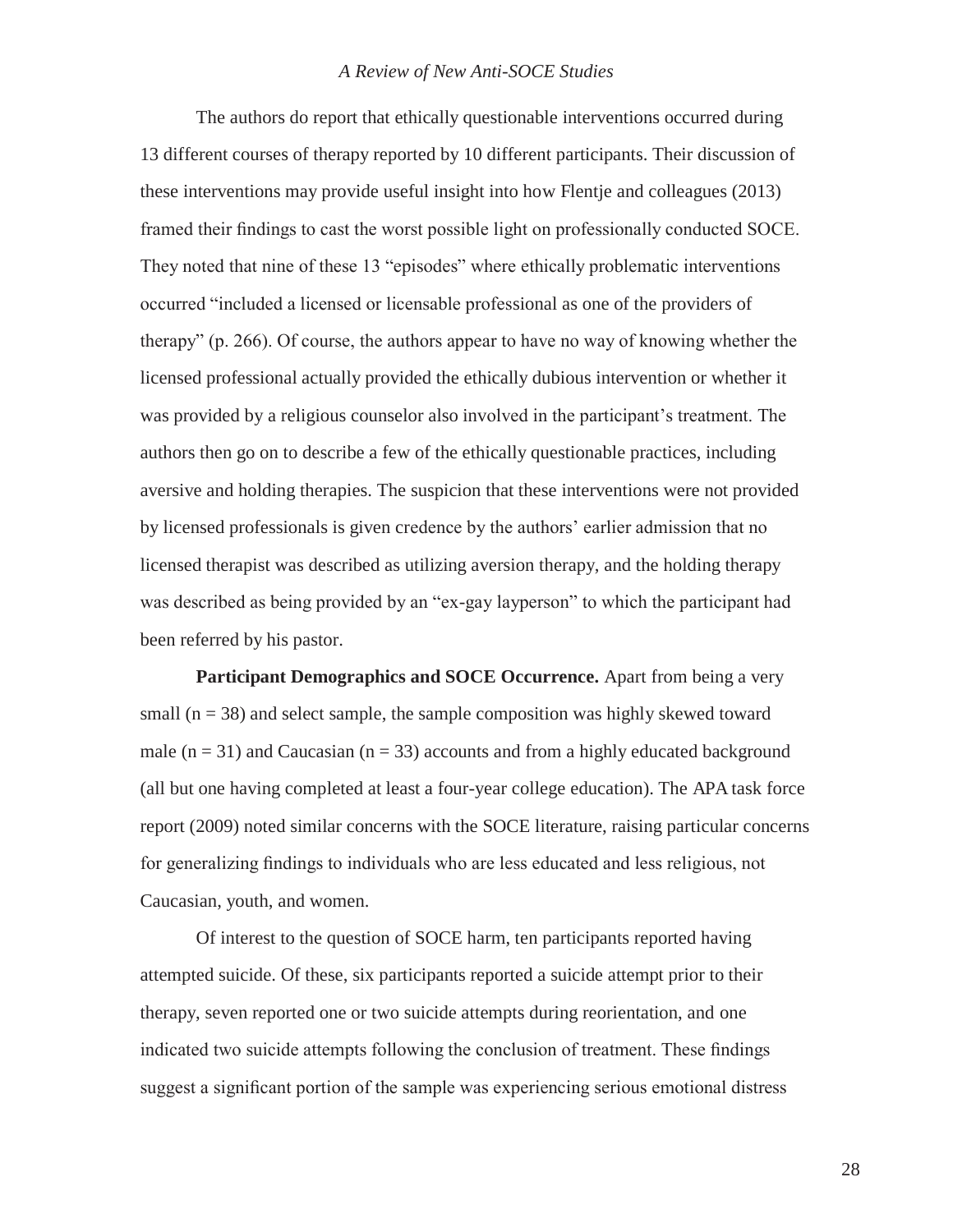The authors do report that ethically questionable interventions occurred during 13 different courses of therapy reported by 10 different participants. Their discussion of these interventions may provide useful insight into how Flentje and colleagues (2013) framed their findings to cast the worst possible light on professionally conducted SOCE. They noted that nine of these 13 "episodes" where ethically problematic interventions occurred "included a licensed or licensable professional as one of the providers of therapy" (p. 266). Of course, the authors appear to have no way of knowing whether the licensed professional actually provided the ethically dubious intervention or whether it was provided by a religious counselor also involved in the participant's treatment. The authors then go on to describe a few of the ethically questionable practices, including aversive and holding therapies. The suspicion that these interventions were not provided by licensed professionals is given credence by the authors' earlier admission that no licensed therapist was described as utilizing aversion therapy, and the holding therapy was described as being provided by an "ex-gay layperson" to which the participant had been referred by his pastor.

**Participant Demographics and SOCE Occurrence.** Apart from being a very small ($n = 38$) and select sample, the sample composition was highly skewed toward male ($n = 31$) and Caucasian ($n = 33$) accounts and from a highly educated background (all but one having completed at least a four-year college education). The APA task force report (2009) noted similar concerns with the SOCE literature, raising particular concerns for generalizing findings to individuals who are less educated and less religious, not Caucasian, youth, and women.

Of interest to the question of SOCE harm, ten participants reported having attempted suicide. Of these, six participants reported a suicide attempt prior to their therapy, seven reported one or two suicide attempts during reorientation, and one indicated two suicide attempts following the conclusion of treatment. These findings suggest a significant portion of the sample was experiencing serious emotional distress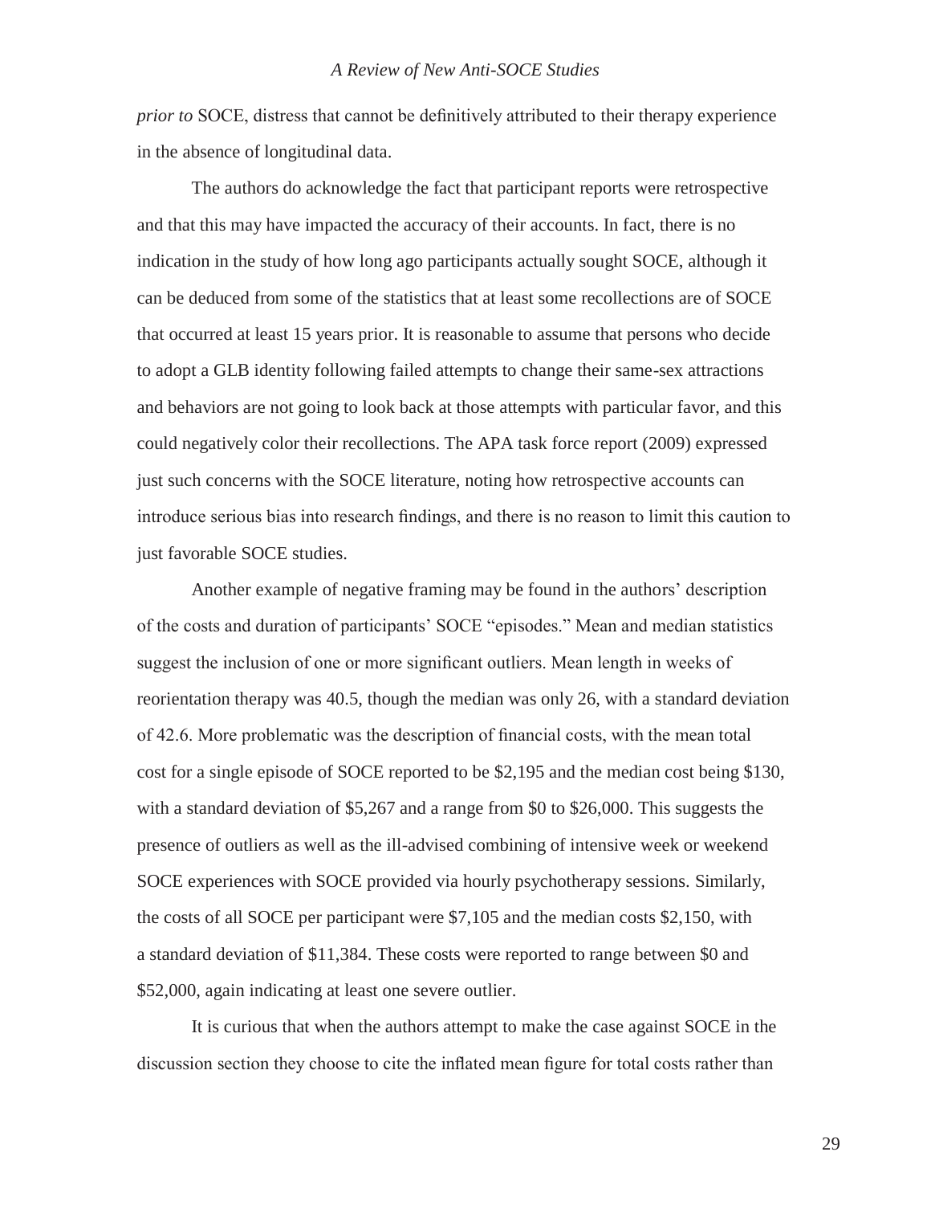*prior to* SOCE, distress that cannot be definitively attributed to their therapy experience in the absence of longitudinal data.

The authors do acknowledge the fact that participant reports were retrospective and that this may have impacted the accuracy of their accounts. In fact, there is no indication in the study of how long ago participants actually sought SOCE, although it can be deduced from some of the statistics that at least some recollections are of SOCE that occurred at least 15 years prior. It is reasonable to assume that persons who decide to adopt a GLB identity following failed attempts to change their same-sex attractions and behaviors are not going to look back at those attempts with particular favor, and this could negatively color their recollections. The APA task force report (2009) expressed just such concerns with the SOCE literature, noting how retrospective accounts can introduce serious bias into research findings, and there is no reason to limit this caution to just favorable SOCE studies.

Another example of negative framing may be found in the authors' description of the costs and duration of participants' SOCE "episodes." Mean and median statistics suggest the inclusion of one or more significant outliers. Mean length in weeks of reorientation therapy was 40.5, though the median was only 26, with a standard deviation of 42.6. More problematic was the description of financial costs, with the mean total cost for a single episode of SOCE reported to be $2,195 and the median cost being $130, with a standard deviation of $5,267 and a range from $0 to $26,000. This suggests the presence of outliers as well as the ill-advised combining of intensive week or weekend SOCE experiences with SOCE provided via hourly psychotherapy sessions. Similarly, the costs of all SOCE per participant were $7,105 and the median costs $2,150, with a standard deviation of $11,384. These costs were reported to range between $0 and $52,000, again indicating at least one severe outlier.

It is curious that when the authors attempt to make the case against SOCE in the discussion section they choose to cite the inflated mean figure for total costs rather than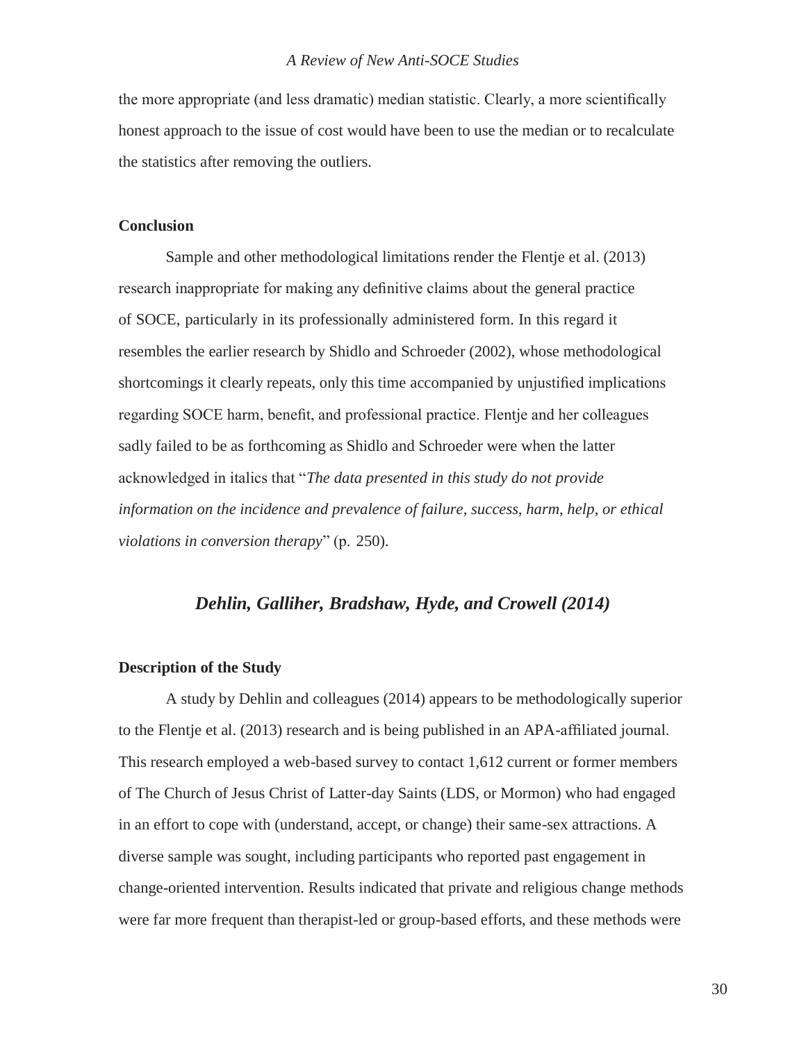the more appropriate (and less dramatic) median statistic. Clearly, a more scientifically honest approach to the issue of cost would have been to use the median or to recalculate the statistics after removing the outliers.

### Conclusion

Sample and other methodological limitations render the Flentje et al. (2013) research inappropriate for making any definitive claims about the general practice of SOCE, particularly in its professionally administered form. In this regard it resembles the earlier research by Shidlo and Schroeder (2002), whose methodological shortcomings it clearly repeats, only this time accompanied by unjustified implications regarding SOCE harm, benefit, and professional practice. Flentje and her colleagues sadly failed to be as forthcoming as Shidlo and Schroeder were when the latter acknowledged in italics that "*The data presented in this study do not provide information on the incidence and prevalence of failure, success, harm, help, or ethical violations in conversion therapy*" (p. 250).

## *Dehlin, Galliher, Bradshaw, Hyde, and Crowell (2014)*

### Description of the Study

A study by Dehlin and colleagues (2014) appears to be methodologically superior to the Flentje et al. (2013) research and is being published in an APA-affiliated journal. This research employed a web-based survey to contact 1,612 current or former members of The Church of Jesus Christ of Latter-day Saints (LDS, or Mormon) who had engaged in an effort to cope with (understand, accept, or change) their same-sex attractions. A diverse sample was sought, including participants who reported past engagement in change-oriented intervention. Results indicated that private and religious change methods were far more frequent than therapist-led or group-based efforts, and these methods were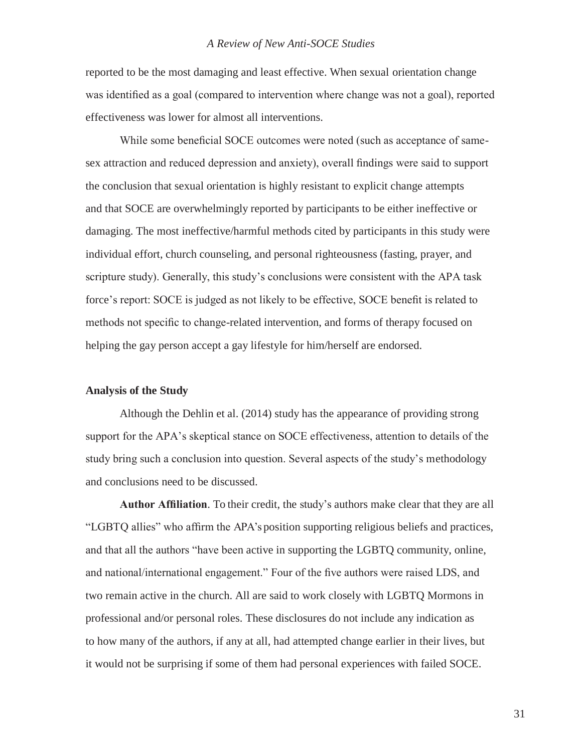reported to be the most damaging and least effective. When sexual orientation change was identified as a goal (compared to intervention where change was not a goal), reported effectiveness was lower for almost all interventions.

While some beneficial SOCE outcomes were noted (such as acceptance of same-sex attraction and reduced depression and anxiety), overall findings were said to support the conclusion that sexual orientation is highly resistant to explicit change attempts and that SOCE are overwhelmingly reported by participants to be either ineffective or damaging. The most ineffective/harmful methods cited by participants in this study were individual effort, church counseling, and personal righteousness (fasting, prayer, and scripture study). Generally, this study's conclusions were consistent with the APA task force's report: SOCE is judged as not likely to be effective, SOCE benefit is related to methods not specific to change-related intervention, and forms of therapy focused on helping the gay person accept a gay lifestyle for him/herself are endorsed.

### Analysis of the Study

Although the Dehlin et al. (2014) study has the appearance of providing strong support for the APA's skeptical stance on SOCE effectiveness, attention to details of the study bring such a conclusion into question. Several aspects of the study's methodology and conclusions need to be discussed.

**Author Affiliation**. To their credit, the study's authors make clear that they are all "LGBTQ allies" who affirm the APA's position supporting religious beliefs and practices, and that all the authors "have been active in supporting the LGBTQ community, online, and national/international engagement." Four of the five authors were raised LDS, and two remain active in the church. All are said to work closely with LGBTQ Mormons in professional and/or personal roles. These disclosures do not include any indication as to how many of the authors, if any at all, had attempted change earlier in their lives, but it would not be surprising if some of them had personal experiences with failed SOCE.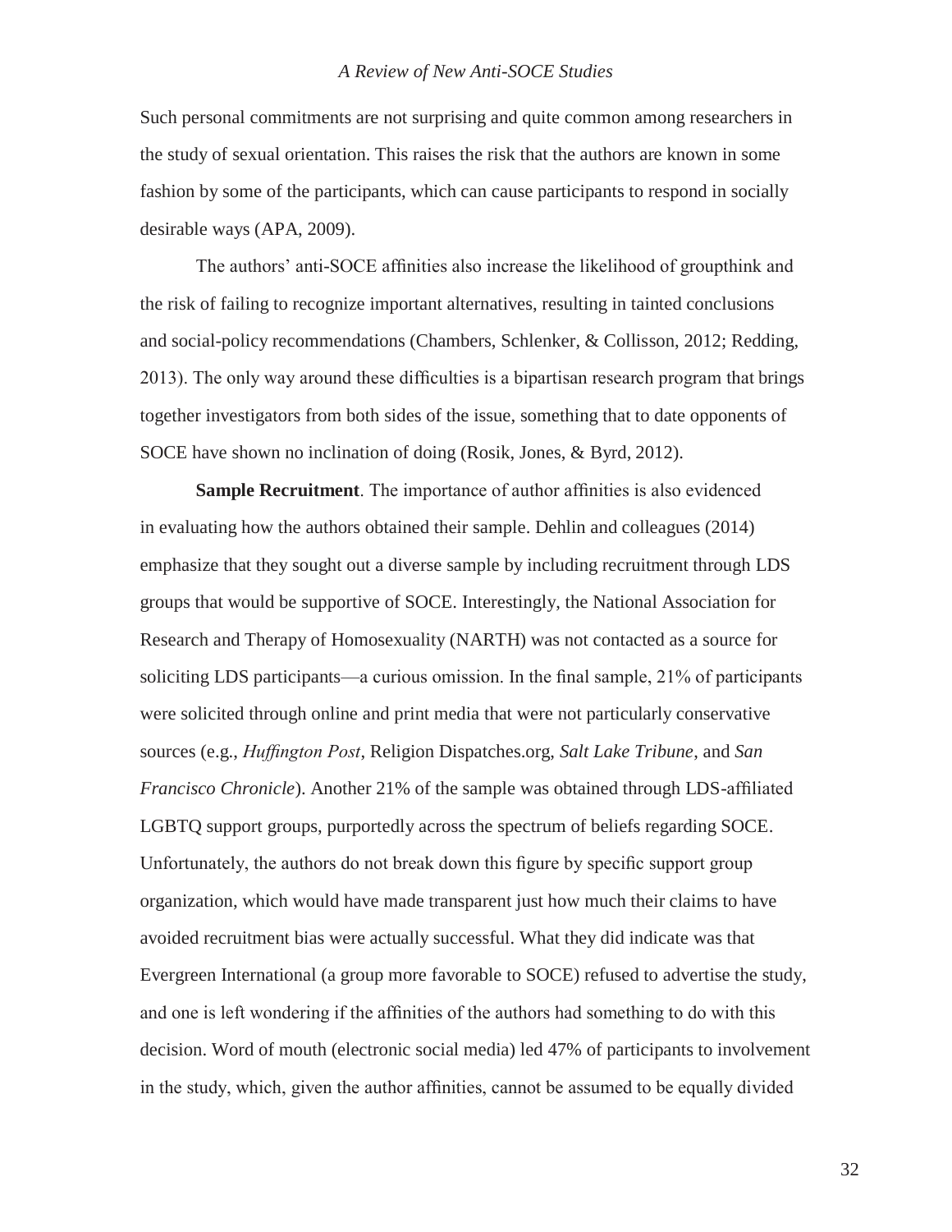Such personal commitments are not surprising and quite common among researchers in the study of sexual orientation. This raises the risk that the authors are known in some fashion by some of the participants, which can cause participants to respond in socially desirable ways (APA, 2009).

The authors' anti-SOCE affinities also increase the likelihood of groupthink and the risk of failing to recognize important alternatives, resulting in tainted conclusions and social-policy recommendations (Chambers, Schlenker, & Collisson, 2012; Redding, 2013). The only way around these difficulties is a bipartisan research program that brings together investigators from both sides of the issue, something that to date opponents of SOCE have shown no inclination of doing (Rosik, Jones, & Byrd, 2012).

**Sample Recruitment**. The importance of author affinities is also evidenced in evaluating how the authors obtained their sample. Dehlin and colleagues (2014) emphasize that they sought out a diverse sample by including recruitment through LDS groups that would be supportive of SOCE. Interestingly, the National Association for Research and Therapy of Homosexuality (NARTH) was not contacted as a source for soliciting LDS participants—a curious omission. In the final sample, 21% of participants were solicited through online and print media that were not particularly conservative sources (e.g., *Huffington Post*, Religion Dispatches.org, *Salt Lake Tribune*, and *San Francisco Chronicle*). Another 21% of the sample was obtained through LDS-affiliated LGBTQ support groups, purportedly across the spectrum of beliefs regarding SOCE. Unfortunately, the authors do not break down this figure by specific support group organization, which would have made transparent just how much their claims to have avoided recruitment bias were actually successful. What they did indicate was that Evergreen International (a group more favorable to SOCE) refused to advertise the study, and one is left wondering if the affinities of the authors had something to do with this decision. Word of mouth (electronic social media) led 47% of participants to involvement in the study, which, given the author affinities, cannot be assumed to be equally divided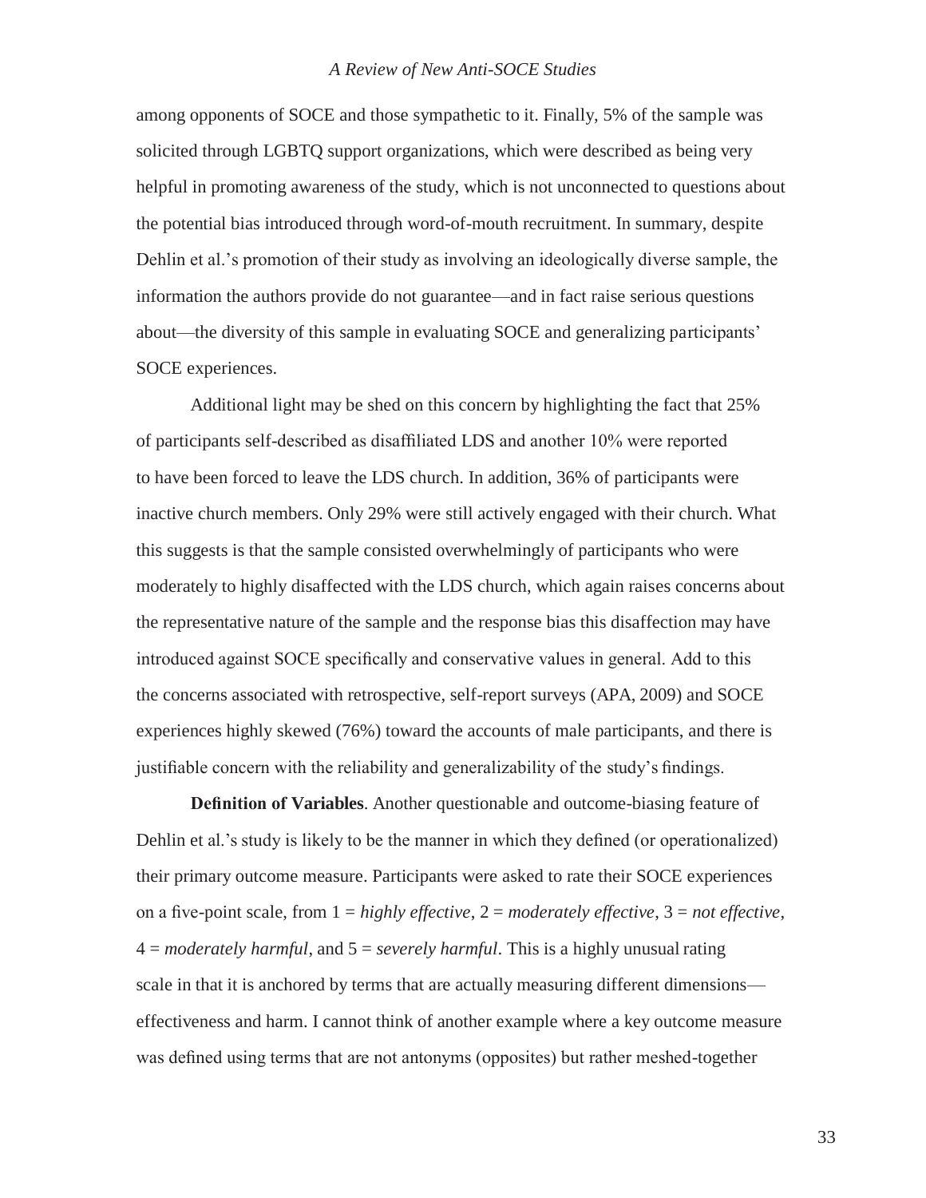among opponents of SOCE and those sympathetic to it. Finally, 5% of the sample was solicited through LGBTQ support organizations, which were described as being very helpful in promoting awareness of the study, which is not unconnected to questions about the potential bias introduced through word-of-mouth recruitment. In summary, despite Dehlin et al.'s promotion of their study as involving an ideologically diverse sample, the information the authors provide do not guarantee—and in fact raise serious questions about—the diversity of this sample in evaluating SOCE and generalizing participants' SOCE experiences.

Additional light may be shed on this concern by highlighting the fact that 25% of participants self-described as disaffiliated LDS and another 10% were reported to have been forced to leave the LDS church. In addition, 36% of participants were inactive church members. Only 29% were still actively engaged with their church. What this suggests is that the sample consisted overwhelmingly of participants who were moderately to highly disaffected with the LDS church, which again raises concerns about the representative nature of the sample and the response bias this disaffection may have introduced against SOCE specifically and conservative values in general. Add to this the concerns associated with retrospective, self-report surveys (APA, 2009) and SOCE experiences highly skewed (76%) toward the accounts of male participants, and there is justifiable concern with the reliability and generalizability of the study's findings.

**Definition of Variables**. Another questionable and outcome-biasing feature of Dehlin et al.'s study is likely to be the manner in which they defined (or operationalized) their primary outcome measure. Participants were asked to rate their SOCE experiences on a five-point scale, from 1 = *highly effective*, 2 = *moderately effective*, 3 = *not effective*, 4 = *moderately harmful*, and 5 = *severely harmful*. This is a highly unusual rating scale in that it is anchored by terms that are actually measuring different dimensions—effectiveness and harm. I cannot think of another example where a key outcome measure was defined using terms that are not antonyms (opposites) but rather meshed-together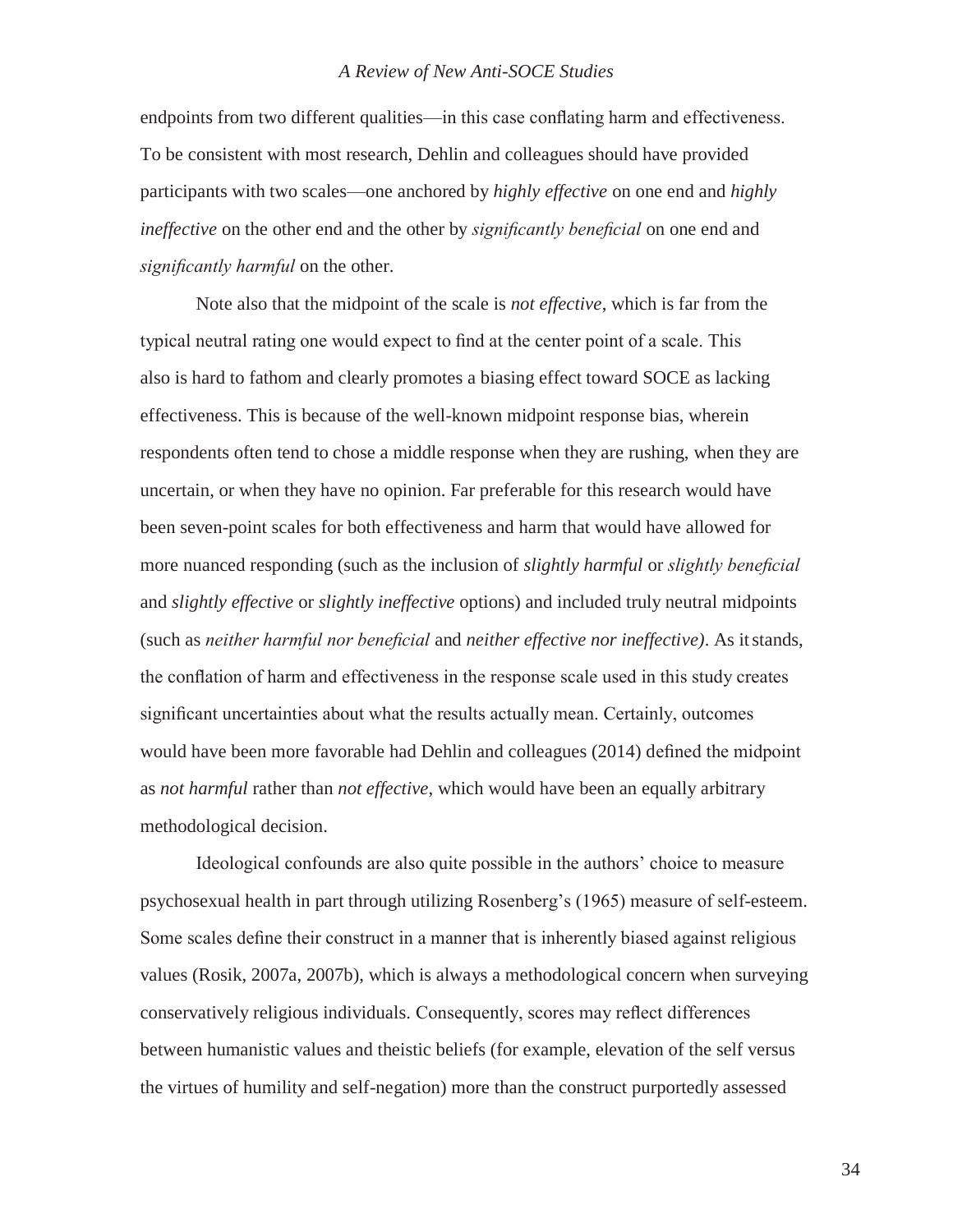endpoints from two different qualities—in this case conflating harm and effectiveness. To be consistent with most research, Dehlin and colleagues should have provided participants with two scales—one anchored by *highly effective* on one end and *highly ineffective* on the other end and the other by *significantly beneficial* on one end and *significantly harmful* on the other.

Note also that the midpoint of the scale is *not effective*, which is far from the typical neutral rating one would expect to find at the center point of a scale. This also is hard to fathom and clearly promotes a biasing effect toward SOCE as lacking effectiveness. This is because of the well-known midpoint response bias, wherein respondents often tend to chose a middle response when they are rushing, when they are uncertain, or when they have no opinion. Far preferable for this research would have been seven-point scales for both effectiveness and harm that would have allowed for more nuanced responding (such as the inclusion of *slightly harmful* or *slightly beneficial* and *slightly effective* or *slightly ineffective* options) and included truly neutral midpoints (such as *neither harmful nor beneficial* and *neither effective nor ineffective)*. As it stands, the conflation of harm and effectiveness in the response scale used in this study creates significant uncertainties about what the results actually mean. Certainly, outcomes would have been more favorable had Dehlin and colleagues (2014) defined the midpoint as *not harmful* rather than *not effective*, which would have been an equally arbitrary methodological decision.

Ideological confounds are also quite possible in the authors' choice to measure psychosexual health in part through utilizing Rosenberg's (1965) measure of self-esteem. Some scales define their construct in a manner that is inherently biased against religious values (Rosik, 2007a, 2007b), which is always a methodological concern when surveying conservatively religious individuals. Consequently, scores may reflect differences between humanistic values and theistic beliefs (for example, elevation of the self versus the virtues of humility and self-negation) more than the construct purportedly assessed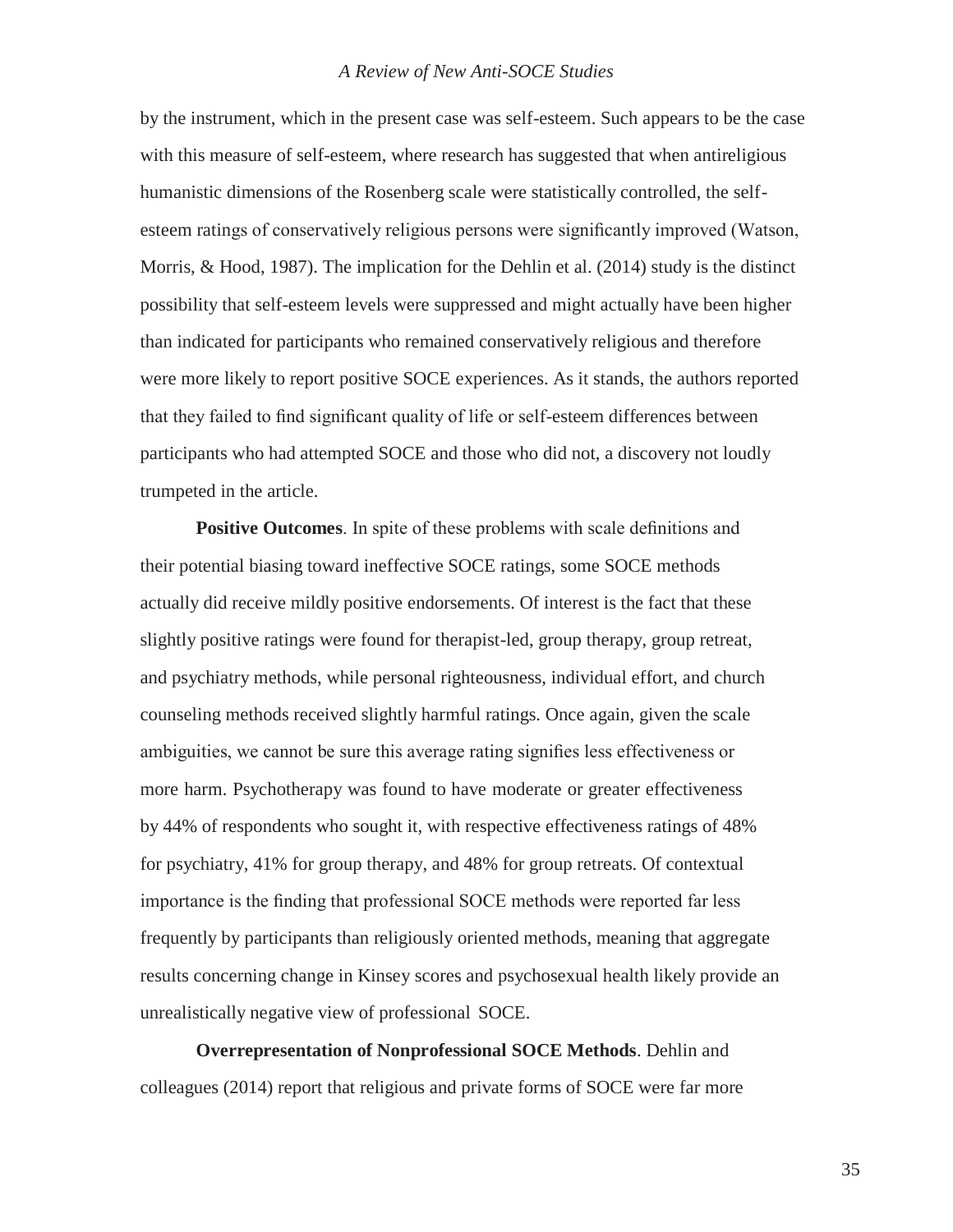by the instrument, which in the present case was self-esteem. Such appears to be the case with this measure of self-esteem, where research has suggested that when antireligious humanistic dimensions of the Rosenberg scale were statistically controlled, the self-esteem ratings of conservatively religious persons were significantly improved (Watson, Morris, & Hood, 1987). The implication for the Dehlin et al. (2014) study is the distinct possibility that self-esteem levels were suppressed and might actually have been higher than indicated for participants who remained conservatively religious and therefore were more likely to report positive SOCE experiences. As it stands, the authors reported that they failed to find significant quality of life or self-esteem differences between participants who had attempted SOCE and those who did not, a discovery not loudly trumpeted in the article.

**Positive Outcomes**. In spite of these problems with scale definitions and their potential biasing toward ineffective SOCE ratings, some SOCE methods actually did receive mildly positive endorsements. Of interest is the fact that these slightly positive ratings were found for therapist-led, group therapy, group retreat, and psychiatry methods, while personal righteousness, individual effort, and church counseling methods received slightly harmful ratings. Once again, given the scale ambiguities, we cannot be sure this average rating signifies less effectiveness or more harm. Psychotherapy was found to have moderate or greater effectiveness by 44% of respondents who sought it, with respective effectiveness ratings of 48% for psychiatry, 41% for group therapy, and 48% for group retreats. Of contextual importance is the finding that professional SOCE methods were reported far less frequently by participants than religiously oriented methods, meaning that aggregate results concerning change in Kinsey scores and psychosexual health likely provide an unrealistically negative view of professional SOCE.

**Overrepresentation of Nonprofessional SOCE Methods**. Dehlin and colleagues (2014) report that religious and private forms of SOCE were far more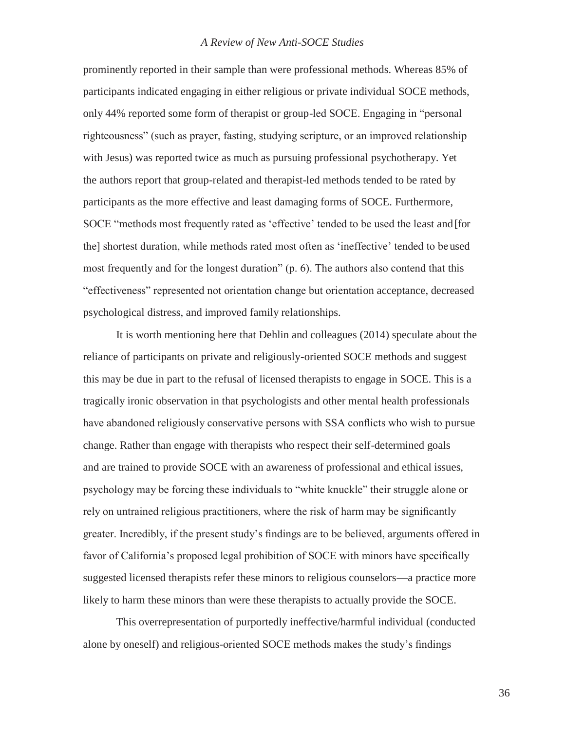prominently reported in their sample than were professional methods. Whereas 85% of participants indicated engaging in either religious or private individual SOCE methods, only 44% reported some form of therapist or group-led SOCE. Engaging in "personal righteousness" (such as prayer, fasting, studying scripture, or an improved relationship with Jesus) was reported twice as much as pursuing professional psychotherapy. Yet the authors report that group-related and therapist-led methods tended to be rated by participants as the more effective and least damaging forms of SOCE. Furthermore, SOCE "methods most frequently rated as 'effective' tended to be used the least and [for the] shortest duration, while methods rated most often as 'ineffective' tended to be used most frequently and for the longest duration" (p. 6). The authors also contend that this "effectiveness" represented not orientation change but orientation acceptance, decreased psychological distress, and improved family relationships.

It is worth mentioning here that Dehlin and colleagues (2014) speculate about the reliance of participants on private and religiously-oriented SOCE methods and suggest this may be due in part to the refusal of licensed therapists to engage in SOCE. This is a tragically ironic observation in that psychologists and other mental health professionals have abandoned religiously conservative persons with SSA conflicts who wish to pursue change. Rather than engage with therapists who respect their self-determined goals and are trained to provide SOCE with an awareness of professional and ethical issues, psychology may be forcing these individuals to "white knuckle" their struggle alone or rely on untrained religious practitioners, where the risk of harm may be significantly greater. Incredibly, if the present study's findings are to be believed, arguments offered in favor of California's proposed legal prohibition of SOCE with minors have specifically suggested licensed therapists refer these minors to religious counselors—a practice more likely to harm these minors than were these therapists to actually provide the SOCE.

This overrepresentation of purportedly ineffective/harmful individual (conducted alone by oneself) and religious-oriented SOCE methods makes the study's findings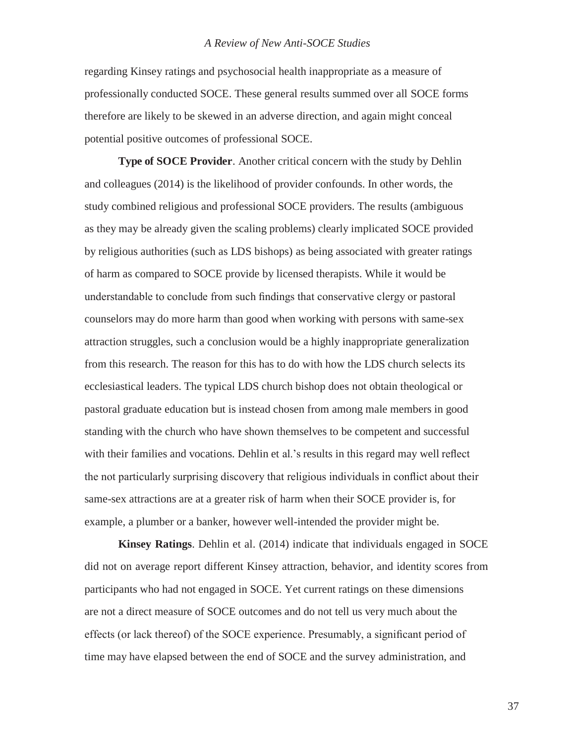regarding Kinsey ratings and psychosocial health inappropriate as a measure of professionally conducted SOCE. These general results summed over all SOCE forms therefore are likely to be skewed in an adverse direction, and again might conceal potential positive outcomes of professional SOCE.

**Type of SOCE Provider**. Another critical concern with the study by Dehlin and colleagues (2014) is the likelihood of provider confounds. In other words, the study combined religious and professional SOCE providers. The results (ambiguous as they may be already given the scaling problems) clearly implicated SOCE provided by religious authorities (such as LDS bishops) as being associated with greater ratings of harm as compared to SOCE provide by licensed therapists. While it would be understandable to conclude from such findings that conservative clergy or pastoral counselors may do more harm than good when working with persons with same-sex attraction struggles, such a conclusion would be a highly inappropriate generalization from this research. The reason for this has to do with how the LDS church selects its ecclesiastical leaders. The typical LDS church bishop does not obtain theological or pastoral graduate education but is instead chosen from among male members in good standing with the church who have shown themselves to be competent and successful with their families and vocations. Dehlin et al.'s results in this regard may well reflect the not particularly surprising discovery that religious individuals in conflict about their same-sex attractions are at a greater risk of harm when their SOCE provider is, for example, a plumber or a banker, however well-intended the provider might be.

**Kinsey Ratings**. Dehlin et al. (2014) indicate that individuals engaged in SOCE did not on average report different Kinsey attraction, behavior, and identity scores from participants who had not engaged in SOCE. Yet current ratings on these dimensions are not a direct measure of SOCE outcomes and do not tell us very much about the effects (or lack thereof) of the SOCE experience. Presumably, a significant period of time may have elapsed between the end of SOCE and the survey administration, and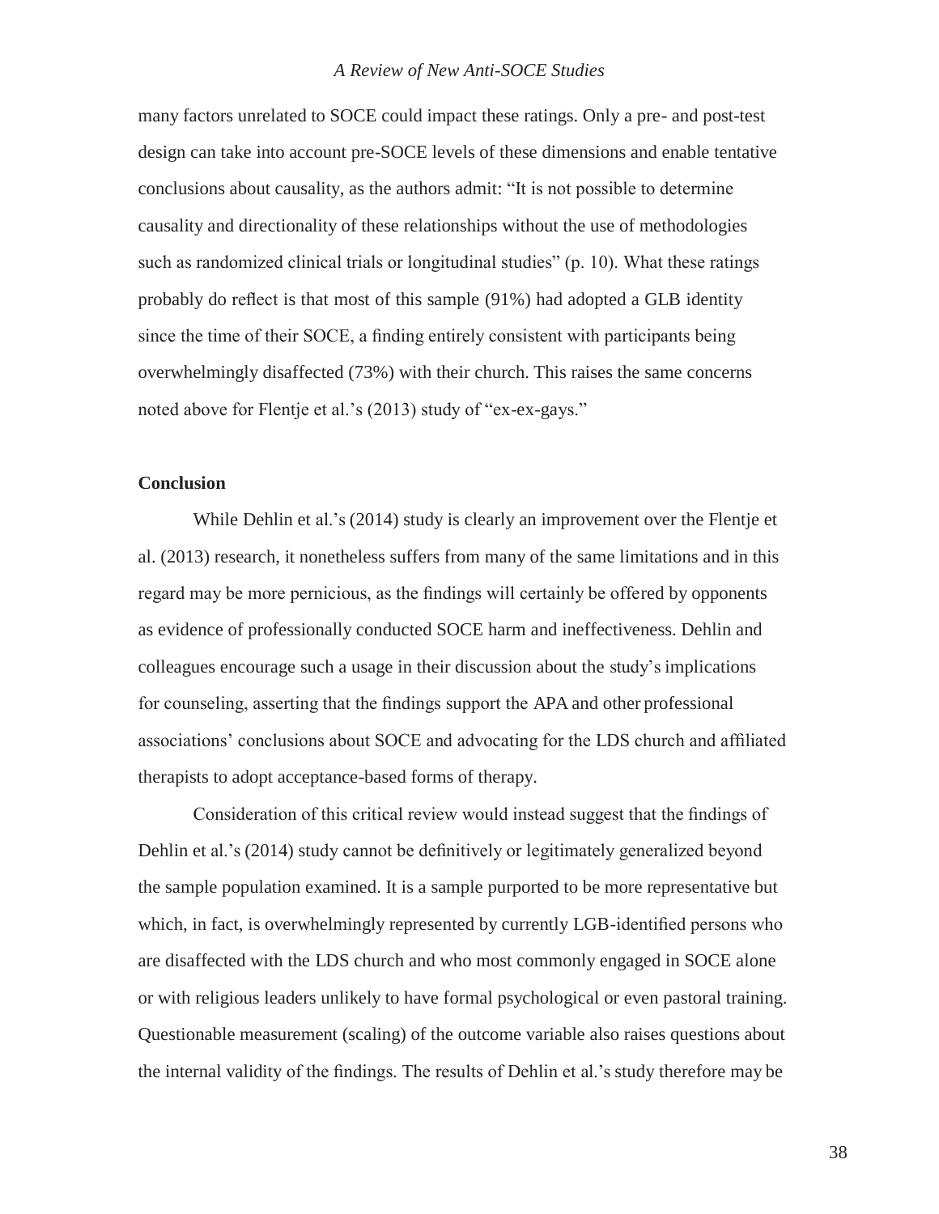many factors unrelated to SOCE could impact these ratings. Only a pre- and post-test design can take into account pre-SOCE levels of these dimensions and enable tentative conclusions about causality, as the authors admit: "It is not possible to determine causality and directionality of these relationships without the use of methodologies such as randomized clinical trials or longitudinal studies" (p. 10). What these ratings probably do reflect is that most of this sample (91%) had adopted a GLB identity since the time of their SOCE, a finding entirely consistent with participants being overwhelmingly disaffected (73%) with their church. This raises the same concerns noted above for Flentje et al.'s (2013) study of "ex-ex-gays."

### Conclusion

While Dehlin et al.'s (2014) study is clearly an improvement over the Flentje et al. (2013) research, it nonetheless suffers from many of the same limitations and in this regard may be more pernicious, as the findings will certainly be offered by opponents as evidence of professionally conducted SOCE harm and ineffectiveness. Dehlin and colleagues encourage such a usage in their discussion about the study's implications for counseling, asserting that the findings support the APA and other professional associations' conclusions about SOCE and advocating for the LDS church and affiliated therapists to adopt acceptance-based forms of therapy.

Consideration of this critical review would instead suggest that the findings of Dehlin et al.'s (2014) study cannot be definitively or legitimately generalized beyond the sample population examined. It is a sample purported to be more representative but which, in fact, is overwhelmingly represented by currently LGB-identified persons who are disaffected with the LDS church and who most commonly engaged in SOCE alone or with religious leaders unlikely to have formal psychological or even pastoral training. Questionable measurement (scaling) of the outcome variable also raises questions about the internal validity of the findings. The results of Dehlin et al.'s study therefore may be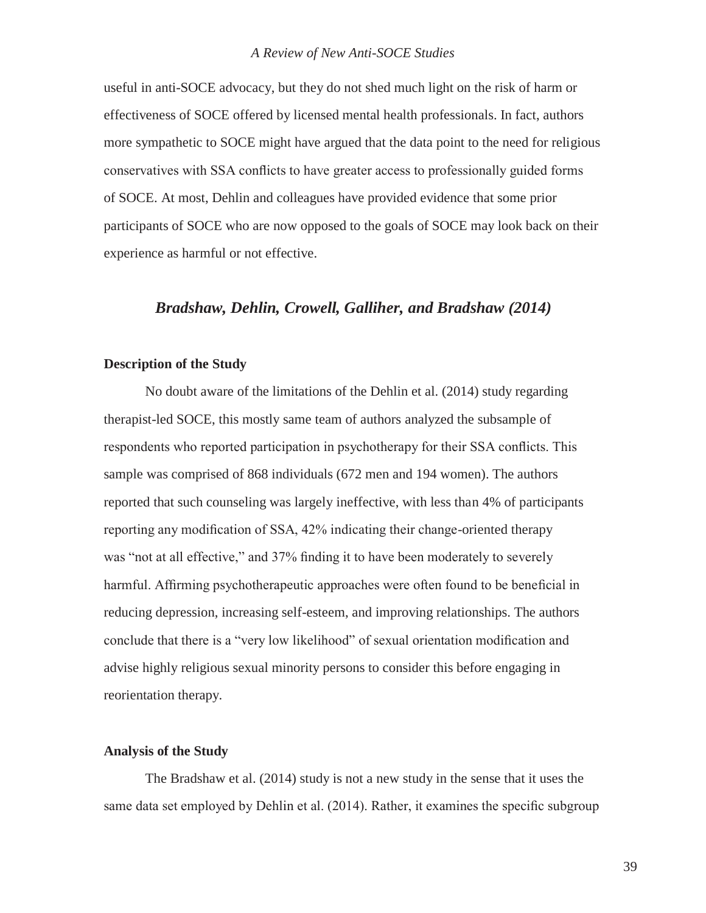useful in anti-SOCE advocacy, but they do not shed much light on the risk of harm or effectiveness of SOCE offered by licensed mental health professionals. In fact, authors more sympathetic to SOCE might have argued that the data point to the need for religious conservatives with SSA conflicts to have greater access to professionally guided forms of SOCE. At most, Dehlin and colleagues have provided evidence that some prior participants of SOCE who are now opposed to the goals of SOCE may look back on their experience as harmful or not effective.

## *Bradshaw, Dehlin, Crowell, Galliher, and Bradshaw (2014)*

### Description of the Study

No doubt aware of the limitations of the Dehlin et al. (2014) study regarding therapist-led SOCE, this mostly same team of authors analyzed the subsample of respondents who reported participation in psychotherapy for their SSA conflicts. This sample was comprised of 868 individuals (672 men and 194 women). The authors reported that such counseling was largely ineffective, with less than 4% of participants reporting any modification of SSA, 42% indicating their change-oriented therapy was "not at all effective," and 37% finding it to have been moderately to severely harmful. Affirming psychotherapeutic approaches were often found to be beneficial in reducing depression, increasing self-esteem, and improving relationships. The authors conclude that there is a "very low likelihood" of sexual orientation modification and advise highly religious sexual minority persons to consider this before engaging in reorientation therapy.

### Analysis of the Study

The Bradshaw et al. (2014) study is not a new study in the sense that it uses the same data set employed by Dehlin et al. (2014). Rather, it examines the specific subgroup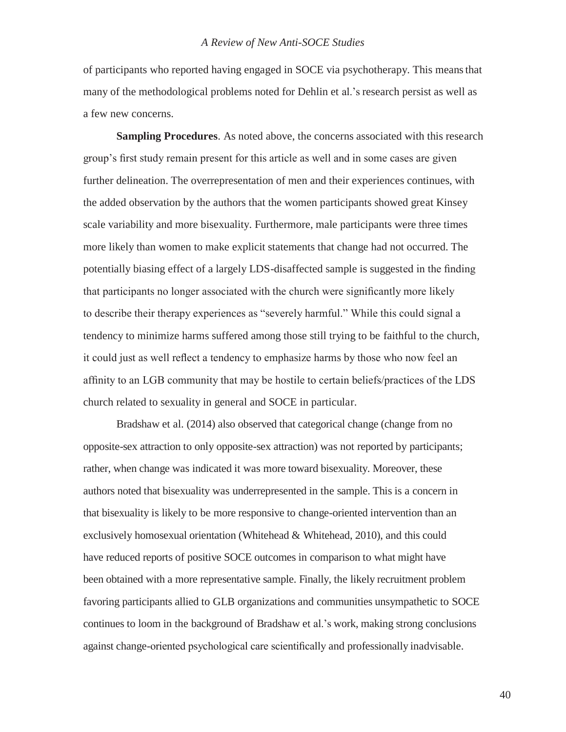of participants who reported having engaged in SOCE via psychotherapy. This means that many of the methodological problems noted for Dehlin et al.'s research persist as well as a few new concerns.

**Sampling Procedures**. As noted above, the concerns associated with this research group's first study remain present for this article as well and in some cases are given further delineation. The overrepresentation of men and their experiences continues, with the added observation by the authors that the women participants showed great Kinsey scale variability and more bisexuality. Furthermore, male participants were three times more likely than women to make explicit statements that change had not occurred. The potentially biasing effect of a largely LDS-disaffected sample is suggested in the finding that participants no longer associated with the church were significantly more likely to describe their therapy experiences as "severely harmful." While this could signal a tendency to minimize harms suffered among those still trying to be faithful to the church, it could just as well reflect a tendency to emphasize harms by those who now feel an affinity to an LGB community that may be hostile to certain beliefs/practices of the LDS church related to sexuality in general and SOCE in particular.

Bradshaw et al. (2014) also observed that categorical change (change from no opposite-sex attraction to only opposite-sex attraction) was not reported by participants; rather, when change was indicated it was more toward bisexuality. Moreover, these authors noted that bisexuality was underrepresented in the sample. This is a concern in that bisexuality is likely to be more responsive to change-oriented intervention than an exclusively homosexual orientation (Whitehead & Whitehead, 2010), and this could have reduced reports of positive SOCE outcomes in comparison to what might have been obtained with a more representative sample. Finally, the likely recruitment problem favoring participants allied to GLB organizations and communities unsympathetic to SOCE continues to loom in the background of Bradshaw et al.'s work, making strong conclusions against change-oriented psychological care scientifically and professionally inadvisable.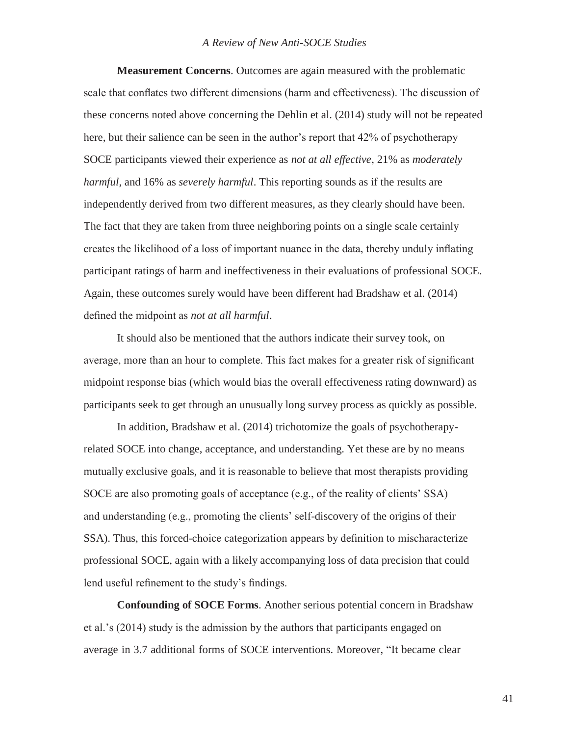**Measurement Concerns**. Outcomes are again measured with the problematic scale that conflates two different dimensions (harm and effectiveness). The discussion of these concerns noted above concerning the Dehlin et al. (2014) study will not be repeated here, but their salience can be seen in the author's report that 42% of psychotherapy SOCE participants viewed their experience as *not at all effective*, 21% as *moderately harmful*, and 16% as *severely harmful*. This reporting sounds as if the results are independently derived from two different measures, as they clearly should have been. The fact that they are taken from three neighboring points on a single scale certainly creates the likelihood of a loss of important nuance in the data, thereby unduly inflating participant ratings of harm and ineffectiveness in their evaluations of professional SOCE. Again, these outcomes surely would have been different had Bradshaw et al. (2014) defined the midpoint as *not at all harmful*.

It should also be mentioned that the authors indicate their survey took, on average, more than an hour to complete. This fact makes for a greater risk of significant midpoint response bias (which would bias the overall effectiveness rating downward) as participants seek to get through an unusually long survey process as quickly as possible.

In addition, Bradshaw et al. (2014) trichotomize the goals of psychotherapy-related SOCE into change, acceptance, and understanding. Yet these are by no means mutually exclusive goals, and it is reasonable to believe that most therapists providing SOCE are also promoting goals of acceptance (e.g., of the reality of clients' SSA) and understanding (e.g., promoting the clients' self-discovery of the origins of their SSA). Thus, this forced-choice categorization appears by definition to mischaracterize professional SOCE, again with a likely accompanying loss of data precision that could lend useful refinement to the study's findings.

**Confounding of SOCE Forms**. Another serious potential concern in Bradshaw et al.'s (2014) study is the admission by the authors that participants engaged on average in 3.7 additional forms of SOCE interventions. Moreover, "It became clear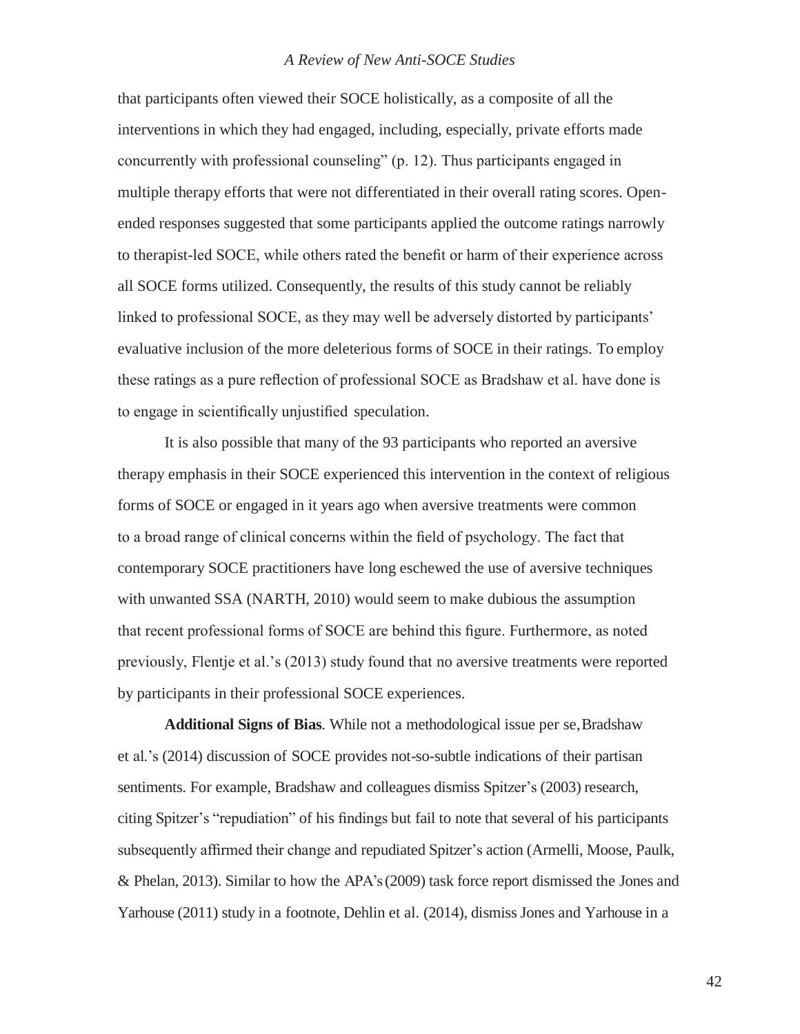that participants often viewed their SOCE holistically, as a composite of all the interventions in which they had engaged, including, especially, private efforts made concurrently with professional counseling" (p. 12). Thus participants engaged in multiple therapy efforts that were not differentiated in their overall rating scores. Open-ended responses suggested that some participants applied the outcome ratings narrowly to therapist-led SOCE, while others rated the benefit or harm of their experience across all SOCE forms utilized. Consequently, the results of this study cannot be reliably linked to professional SOCE, as they may well be adversely distorted by participants' evaluative inclusion of the more deleterious forms of SOCE in their ratings. To employ these ratings as a pure reflection of professional SOCE as Bradshaw et al. have done is to engage in scientifically unjustified speculation.

It is also possible that many of the 93 participants who reported an aversive therapy emphasis in their SOCE experienced this intervention in the context of religious forms of SOCE or engaged in it years ago when aversive treatments were common to a broad range of clinical concerns within the field of psychology. The fact that contemporary SOCE practitioners have long eschewed the use of aversive techniques with unwanted SSA (NARTH, 2010) would seem to make dubious the assumption that recent professional forms of SOCE are behind this figure. Furthermore, as noted previously, Flentje et al.'s (2013) study found that no aversive treatments were reported by participants in their professional SOCE experiences.

**Additional Signs of Bias**. While not a methodological issue per se, Bradshaw et al.'s (2014) discussion of SOCE provides not-so-subtle indications of their partisan sentiments. For example, Bradshaw and colleagues dismiss Spitzer's (2003) research, citing Spitzer's "repudiation" of his findings but fail to note that several of his participants subsequently affirmed their change and repudiated Spitzer's action (Armelli, Moose, Paulk, & Phelan, 2013). Similar to how the APA's (2009) task force report dismissed the Jones and Yarhouse (2011) study in a footnote, Dehlin et al. (2014), dismiss Jones and Yarhouse in a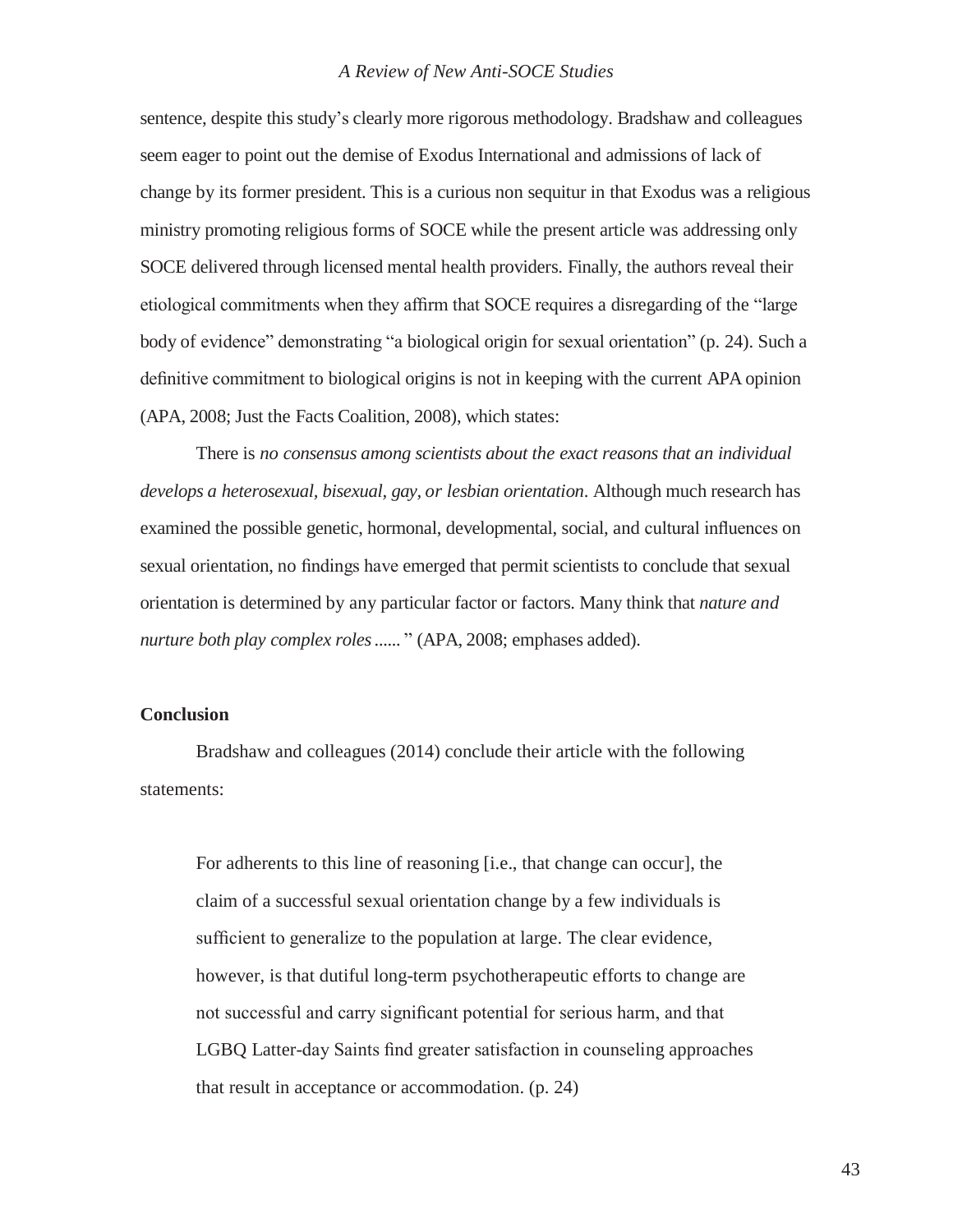sentence, despite this study's clearly more rigorous methodology. Bradshaw and colleagues seem eager to point out the demise of Exodus International and admissions of lack of change by its former president. This is a curious non sequitur in that Exodus was a religious ministry promoting religious forms of SOCE while the present article was addressing only SOCE delivered through licensed mental health providers. Finally, the authors reveal their etiological commitments when they affirm that SOCE requires a disregarding of the "large body of evidence" demonstrating "a biological origin for sexual orientation" (p. 24). Such a definitive commitment to biological origins is not in keeping with the current APA opinion (APA, 2008; Just the Facts Coalition, 2008), which states:

> There is *no consensus among scientists about the exact reasons that an individual develops a heterosexual, bisexual, gay, or lesbian orientation*. Although much research has examined the possible genetic, hormonal, developmental, social, and cultural influences on sexual orientation, no findings have emerged that permit scientists to conclude that sexual orientation is determined by any particular factor or factors. Many think that *nature and nurture both play complex roles* ...... " (APA, 2008; emphases added).

**Conclusion**

Bradshaw and colleagues (2014) conclude their article with the following statements:

> For adherents to this line of reasoning [i.e., that change can occur], the claim of a successful sexual orientation change by a few individuals is sufficient to generalize to the population at large. The clear evidence, however, is that dutiful long-term psychotherapeutic efforts to change are not successful and carry significant potential for serious harm, and that LGBQ Latter-day Saints find greater satisfaction in counseling approaches that result in acceptance or accommodation. (p. 24)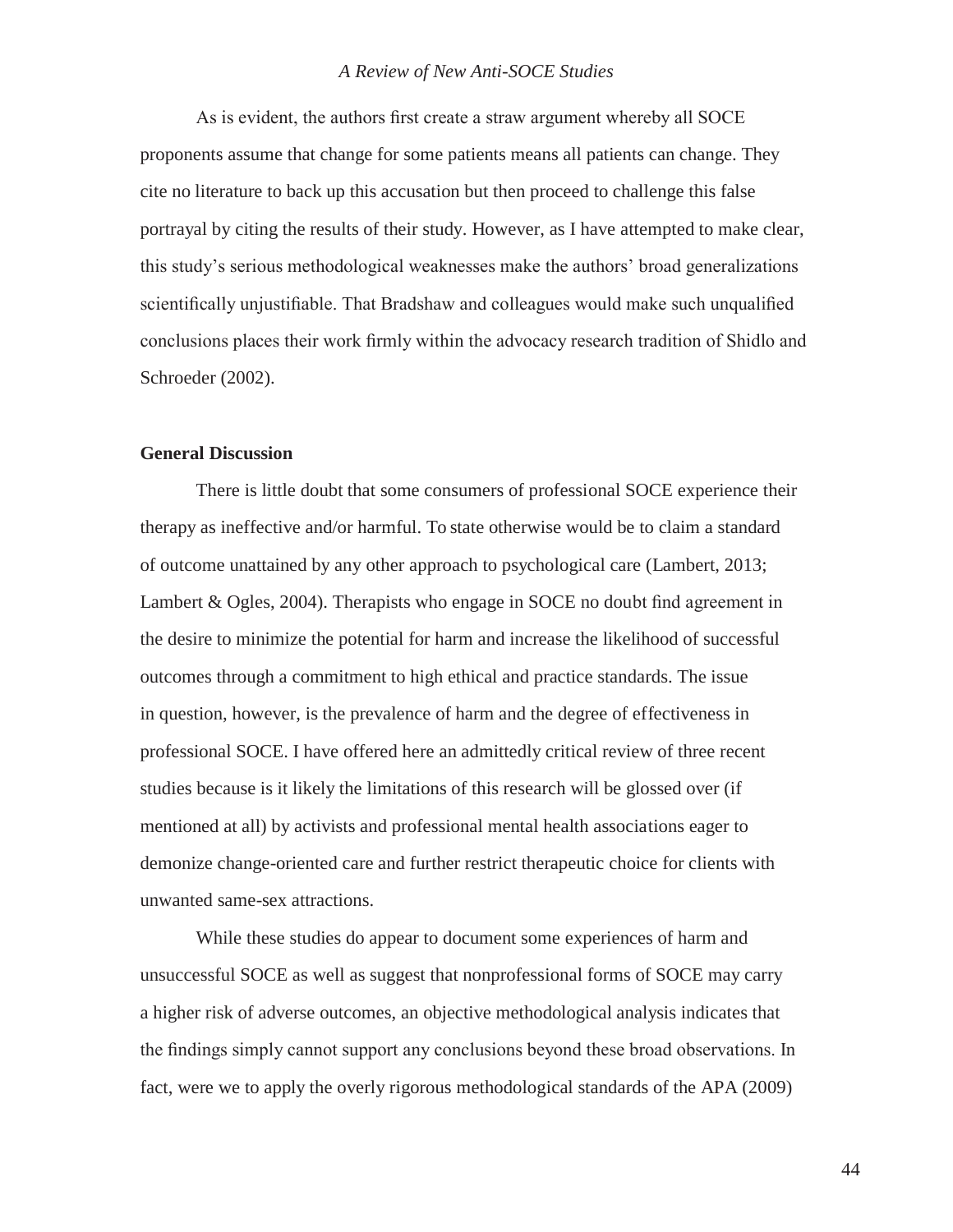As is evident, the authors first create a straw argument whereby all SOCE proponents assume that change for some patients means all patients can change. They cite no literature to back up this accusation but then proceed to challenge this false portrayal by citing the results of their study. However, as I have attempted to make clear, this study's serious methodological weaknesses make the authors' broad generalizations scientifically unjustifiable. That Bradshaw and colleagues would make such unqualified conclusions places their work firmly within the advocacy research tradition of Shidlo and Schroeder (2002).

## General Discussion

There is little doubt that some consumers of professional SOCE experience their therapy as ineffective and/or harmful. To state otherwise would be to claim a standard of outcome unattained by any other approach to psychological care (Lambert, 2013; Lambert & Ogles, 2004). Therapists who engage in SOCE no doubt find agreement in the desire to minimize the potential for harm and increase the likelihood of successful outcomes through a commitment to high ethical and practice standards. The issue in question, however, is the prevalence of harm and the degree of effectiveness in professional SOCE. I have offered here an admittedly critical review of three recent studies because is it likely the limitations of this research will be glossed over (if mentioned at all) by activists and professional mental health associations eager to demonize change-oriented care and further restrict therapeutic choice for clients with unwanted same-sex attractions.

While these studies do appear to document some experiences of harm and unsuccessful SOCE as well as suggest that nonprofessional forms of SOCE may carry a higher risk of adverse outcomes, an objective methodological analysis indicates that the findings simply cannot support any conclusions beyond these broad observations. In fact, were we to apply the overly rigorous methodological standards of the APA (2009)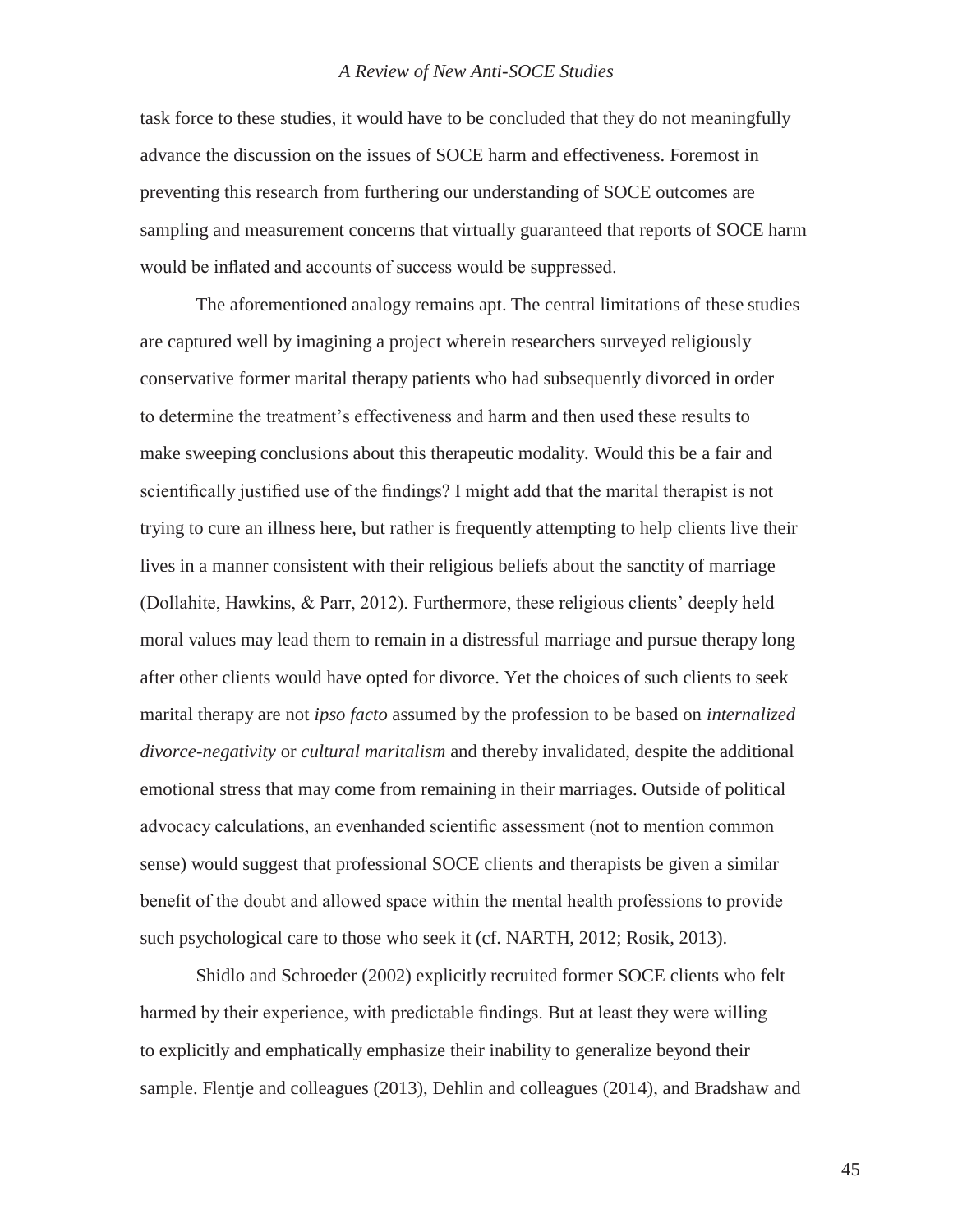task force to these studies, it would have to be concluded that they do not meaningfully advance the discussion on the issues of SOCE harm and effectiveness. Foremost in preventing this research from furthering our understanding of SOCE outcomes are sampling and measurement concerns that virtually guaranteed that reports of SOCE harm would be inflated and accounts of success would be suppressed.

The aforementioned analogy remains apt. The central limitations of these studies are captured well by imagining a project wherein researchers surveyed religiously conservative former marital therapy patients who had subsequently divorced in order to determine the treatment's effectiveness and harm and then used these results to make sweeping conclusions about this therapeutic modality. Would this be a fair and scientifically justified use of the findings? I might add that the marital therapist is not trying to cure an illness here, but rather is frequently attempting to help clients live their lives in a manner consistent with their religious beliefs about the sanctity of marriage (Dollahite, Hawkins, & Parr, 2012). Furthermore, these religious clients' deeply held moral values may lead them to remain in a distressful marriage and pursue therapy long after other clients would have opted for divorce. Yet the choices of such clients to seek marital therapy are not *ipso facto* assumed by the profession to be based on *internalized divorce-negativity* or *cultural maritalism* and thereby invalidated, despite the additional emotional stress that may come from remaining in their marriages. Outside of political advocacy calculations, an evenhanded scientific assessment (not to mention common sense) would suggest that professional SOCE clients and therapists be given a similar benefit of the doubt and allowed space within the mental health professions to provide such psychological care to those who seek it (cf. NARTH, 2012; Rosik, 2013).

Shidlo and Schroeder (2002) explicitly recruited former SOCE clients who felt harmed by their experience, with predictable findings. But at least they were willing to explicitly and emphatically emphasize their inability to generalize beyond their sample. Flentje and colleagues (2013), Dehlin and colleagues (2014), and Bradshaw and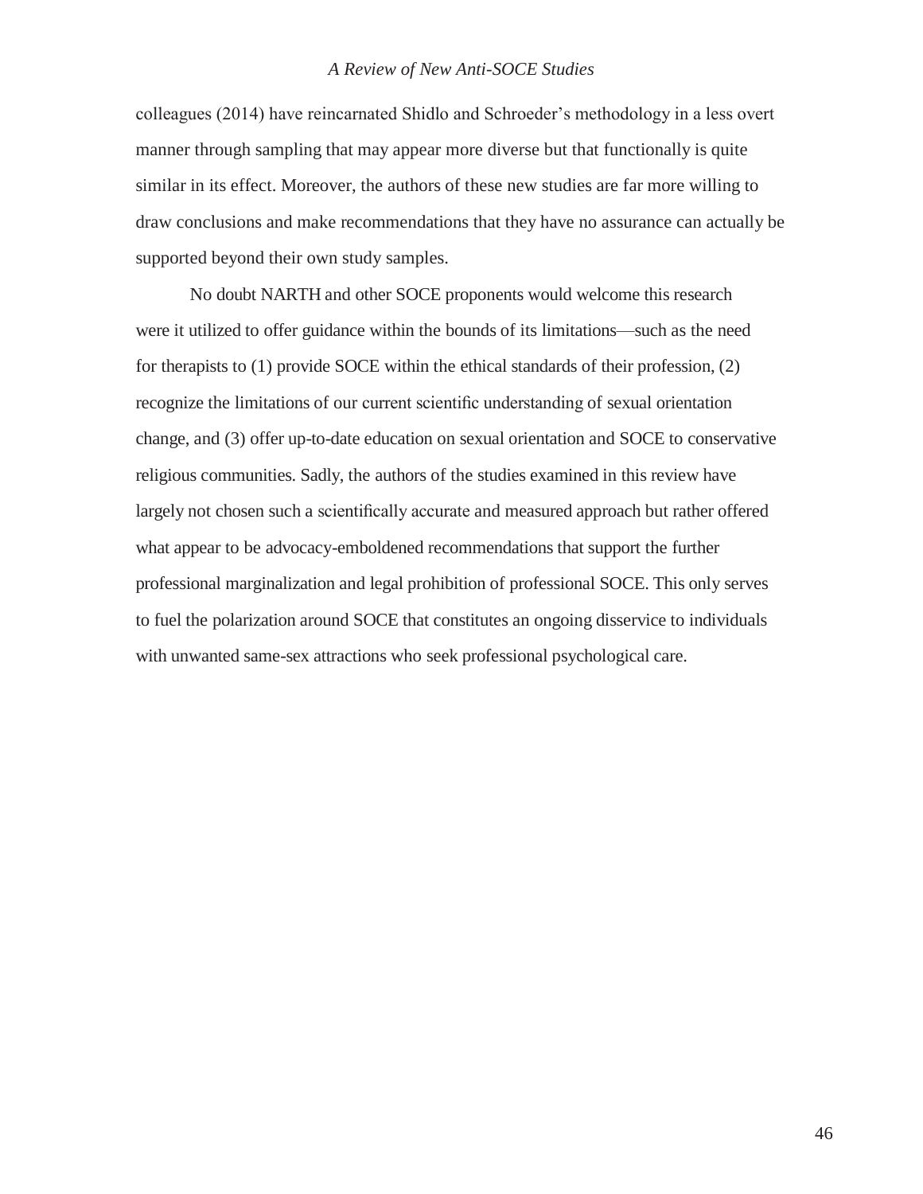colleagues (2014) have reincarnated Shidlo and Schroeder's methodology in a less overt manner through sampling that may appear more diverse but that functionally is quite similar in its effect. Moreover, the authors of these new studies are far more willing to draw conclusions and make recommendations that they have no assurance can actually be supported beyond their own study samples.

No doubt NARTH and other SOCE proponents would welcome this research were it utilized to offer guidance within the bounds of its limitations—such as the need for therapists to (1) provide SOCE within the ethical standards of their profession, (2) recognize the limitations of our current scientific understanding of sexual orientation change, and (3) offer up-to-date education on sexual orientation and SOCE to conservative religious communities. Sadly, the authors of the studies examined in this review have largely not chosen such a scientifically accurate and measured approach but rather offered what appear to be advocacy-emboldened recommendations that support the further professional marginalization and legal prohibition of professional SOCE. This only serves to fuel the polarization around SOCE that constitutes an ongoing disservice to individuals with unwanted same-sex attractions who seek professional psychological care.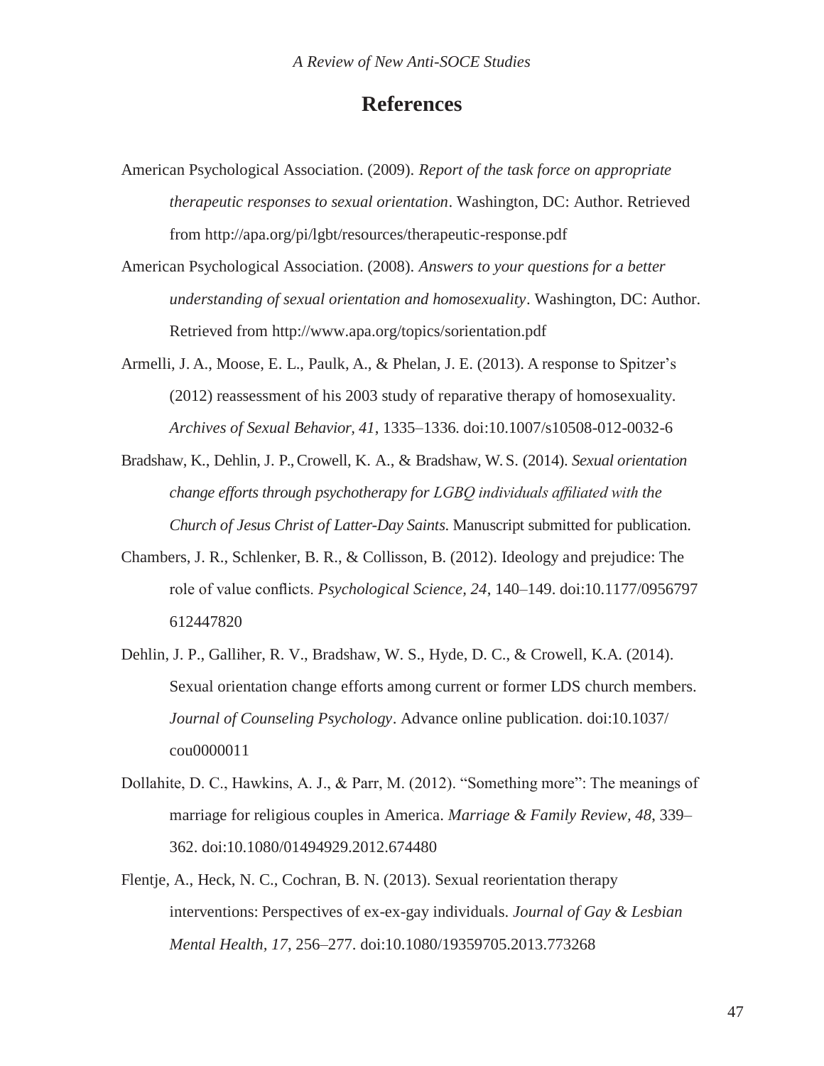# References

American Psychological Association. (2009). *Report of the task force on appropriate therapeutic responses to sexual orientation*. Washington, DC: Author. Retrieved from http://apa.org/pi/lgbt/resources/therapeutic-response.pdf

American Psychological Association. (2008). *Answers to your questions for a better understanding of sexual orientation and homosexuality*. Washington, DC: Author. Retrieved from http://www.apa.org/topics/sorientation.pdf

Armelli, J. A., Moose, E. L., Paulk, A., & Phelan, J. E. (2013). A response to Spitzer's (2012) reassessment of his 2003 study of reparative therapy of homosexuality. *Archives of Sexual Behavior, 41*, 1335–1336. doi:10.1007/s10508-012-0032-6

Bradshaw, K., Dehlin, J. P., Crowell, K. A., & Bradshaw, W. S. (2014). *Sexual orientation change efforts through psychotherapy for LGBQ individuals affiliated with the Church of Jesus Christ of Latter-Day Saints.* Manuscript submitted for publication.

Chambers, J. R., Schlenker, B. R., & Collisson, B. (2012). Ideology and prejudice: The role of value conflicts. *Psychological Science, 24*, 140–149. doi:10.1177/0956797612447820

Dehlin, J. P., Galliher, R. V., Bradshaw, W. S., Hyde, D. C., & Crowell, K.A. (2014). Sexual orientation change efforts among current or former LDS church members. *Journal of Counseling Psychology*. Advance online publication. doi:10.1037/cou0000011

Dollahite, D. C., Hawkins, A. J., & Parr, M. (2012). "Something more": The meanings of marriage for religious couples in America. *Marriage & Family Review, 48*, 339–362. doi:10.1080/01494929.2012.674480

Flentje, A., Heck, N. C., Cochran, B. N. (2013). Sexual reorientation therapy interventions: Perspectives of ex-ex-gay individuals. *Journal of Gay & Lesbian Mental Health, 17*, 256–277. doi:10.1080/19359705.2013.773268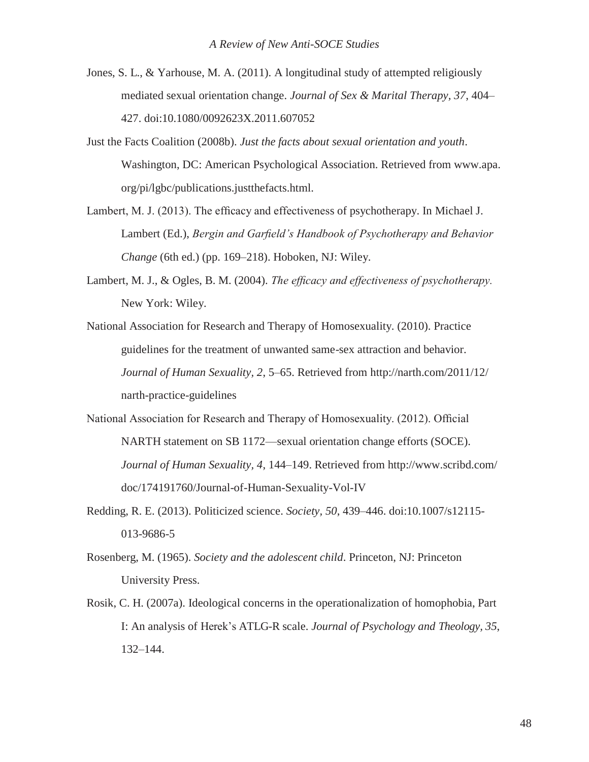Jones, S. L., & Yarhouse, M. A. (2011). A longitudinal study of attempted religiously mediated sexual orientation change. *Journal of Sex & Marital Therapy*, *37*, 404–427. doi:10.1080/0092623X.2011.607052

Just the Facts Coalition (2008b). *Just the facts about sexual orientation and youth*. Washington, DC: American Psychological Association. Retrieved from www.apa.org/pi/lgbc/publications.justthefacts.html.

Lambert, M. J. (2013). The efficacy and effectiveness of psychotherapy. In Michael J. Lambert (Ed.), *Bergin and Garfield's Handbook of Psychotherapy and Behavior Change* (6th ed.) (pp. 169–218). Hoboken, NJ: Wiley.

Lambert, M. J., & Ogles, B. M. (2004). *The efficacy and effectiveness of psychotherapy.* New York: Wiley.

National Association for Research and Therapy of Homosexuality. (2010). Practice guidelines for the treatment of unwanted same-sex attraction and behavior. *Journal of Human Sexuality*, *2*, 5–65. Retrieved from http://narth.com/2011/12/narth-practice-guidelines

National Association for Research and Therapy of Homosexuality. (2012). Official NARTH statement on SB 1172—sexual orientation change efforts (SOCE). *Journal of Human Sexuality*, *4*, 144–149. Retrieved from http://www.scribd.com/doc/174191760/Journal-of-Human-Sexuality-Vol-IV

Redding, R. E. (2013). Politicized science. *Society*, *50*, 439–446. doi:10.1007/s12115-013-9686-5

Rosenberg, M. (1965). *Society and the adolescent child*. Princeton, NJ: Princeton University Press.

Rosik, C. H. (2007a). Ideological concerns in the operationalization of homophobia, Part I: An analysis of Herek's ATLG-R scale. *Journal of Psychology and Theology, 35*, 132–144.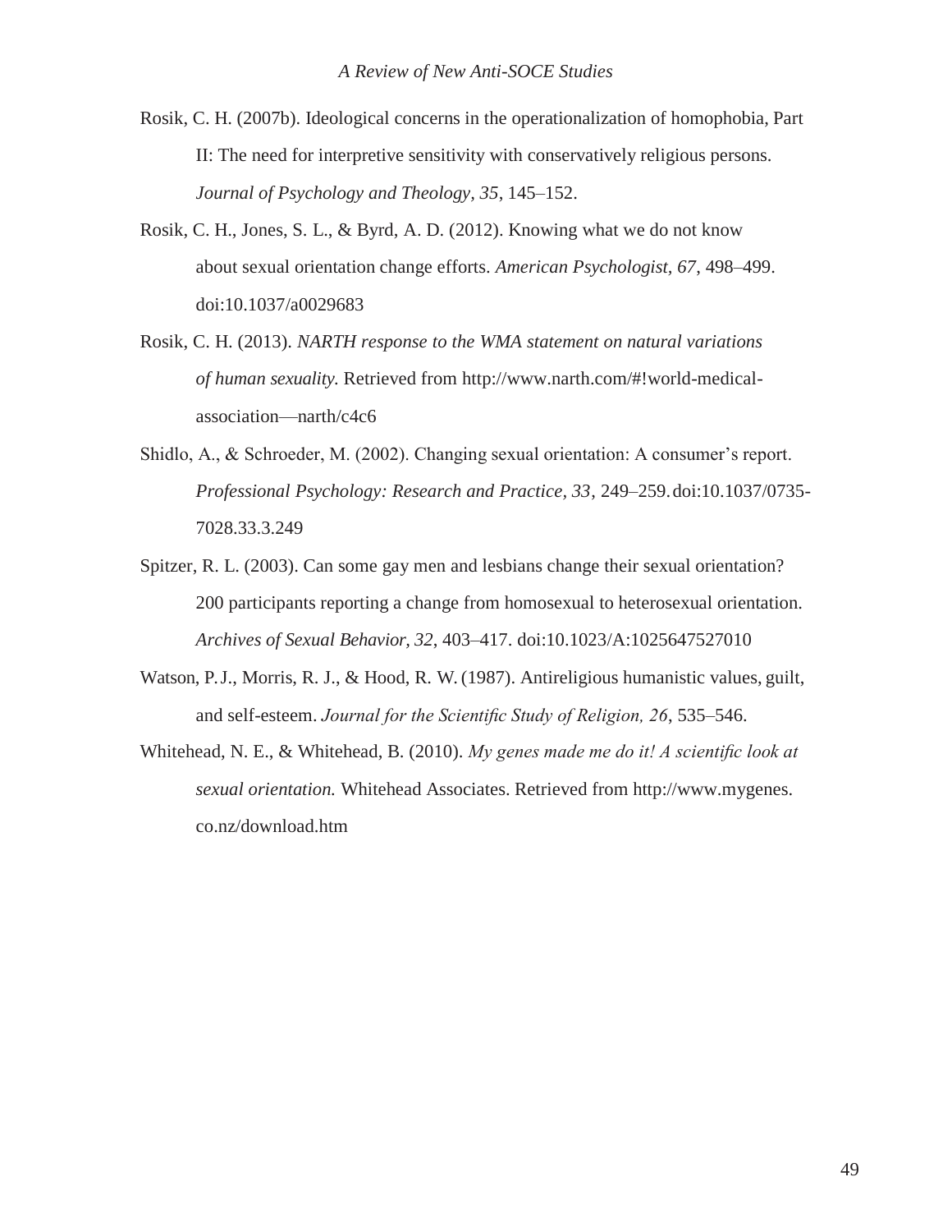Rosik, C. H. (2007b). Ideological concerns in the operationalization of homophobia, Part II: The need for interpretive sensitivity with conservatively religious persons. *Journal of Psychology and Theology*, *35*, 145–152.

Rosik, C. H., Jones, S. L., & Byrd, A. D. (2012). Knowing what we do not know about sexual orientation change efforts. *American Psychologist, 67*, 498–499. doi:10.1037/a0029683

Rosik, C. H. (2013). *NARTH response to the WMA statement on natural variations of human sexuality.* Retrieved from http://www.narth.com/#!world-medical-association—narth/c4c6

Shidlo, A., & Schroeder, M. (2002). Changing sexual orientation: A consumer's report. *Professional Psychology: Research and Practice*, *33*, 249–259. doi:10.1037/0735-7028.33.3.249

Spitzer, R. L. (2003). Can some gay men and lesbians change their sexual orientation? 200 participants reporting a change from homosexual to heterosexual orientation. *Archives of Sexual Behavior, 32*, 403–417. doi:10.1023/A:1025647527010

Watson, P.J., Morris, R. J., & Hood, R. W. (1987). Antireligious humanistic values, guilt, and self-esteem. *Journal for the Scientific Study of Religion, 26*, 535–546.

Whitehead, N. E., & Whitehead, B. (2010). *My genes made me do it! A scientific look at sexual orientation.* Whitehead Associates. Retrieved from http://www.mygenes.co.nz/download.htm